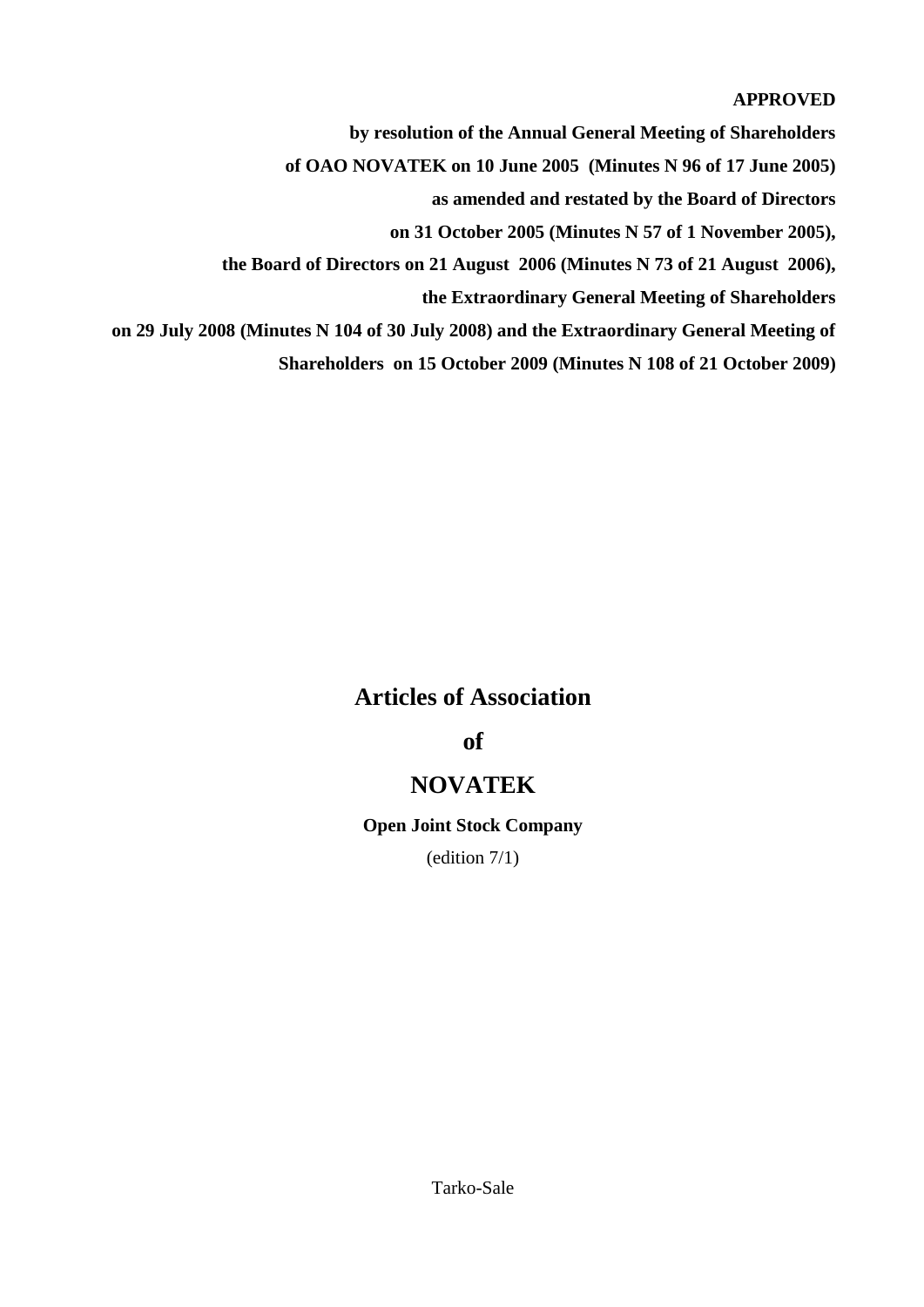**APPROVED**

**by resolution of the Annual General Meeting of Shareholders**

**of OAO NOVATEK on 10 June 2005 (Minutes N 96 of 17 June 2005)**

**as amended and restated by the Board of Directors**

**on 31 October 2005 (Minutes N 57 of 1 November 2005),**

**the Board of Directors on 21 August 2006 (Minutes N 73 of 21 August 2006),**

**the Extraordinary General Meeting of Shareholders**

**on 29 July 2008 (Minutes N 104 of 30 July 2008) and the Extraordinary General Meeting of Shareholders on 15 October 2009 (Minutes N 108 of 21 October 2009)**

# Articles of Association

# of

# NOVATEK

**Open Joint Stock Company**

(edition 7/1)

Tarko-Sale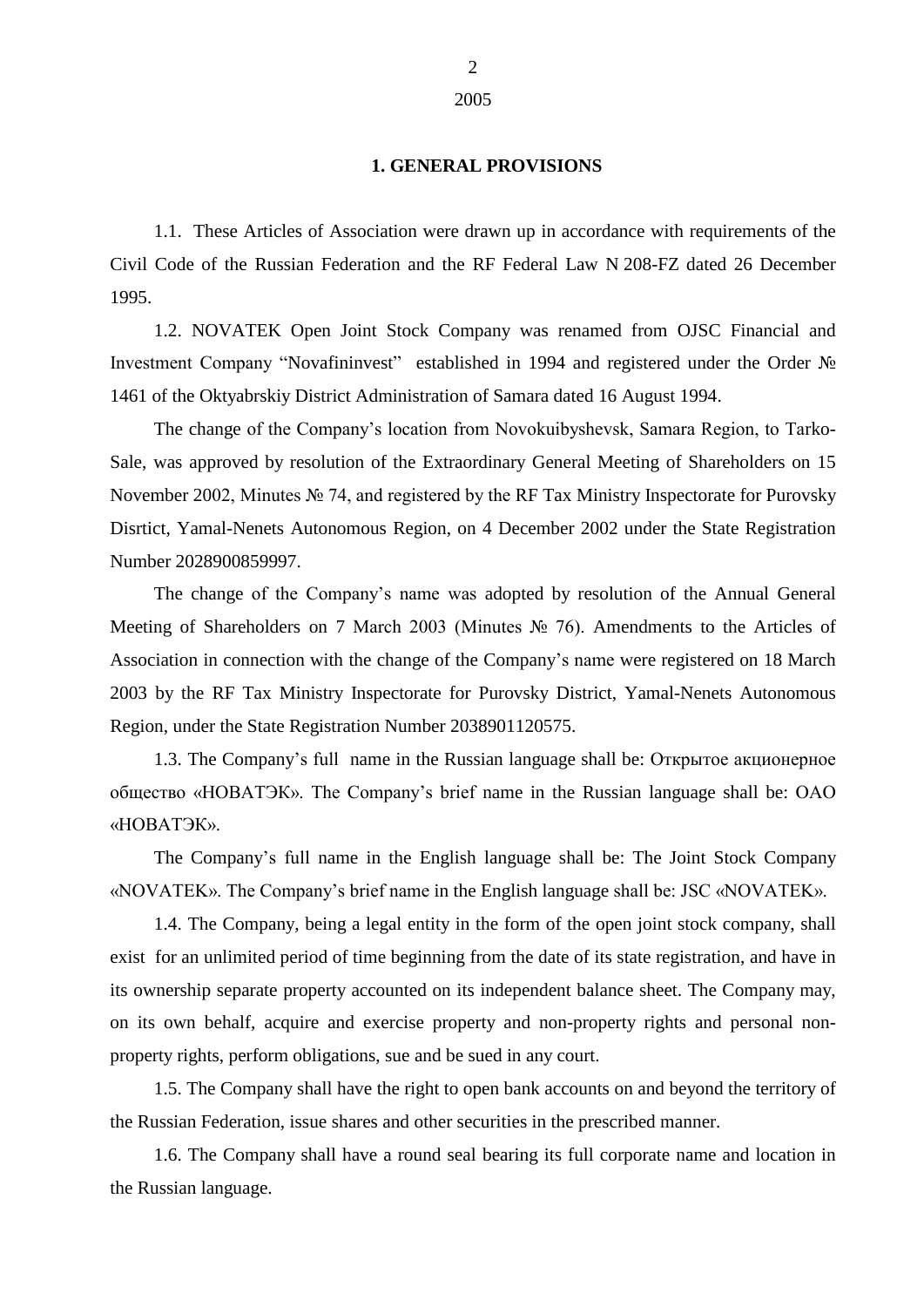2005

## 1. GENERAL PROVISIONS

1.1. These Articles of Association were drawn up in accordance with requirements of the Civil Code of the Russian Federation and the RF Federal Law N 208-FZ dated 26 December 1995.

1.2. NOVATEK Open Joint Stock Company was renamed from OJSC Financial and Investment Company “Novafininvest” established in 1994 and registered under the Order № 1461 of the Oktyabrskiy District Administration of Samara dated 16 August 1994.

The change of the Company’s location from Novokuibyshevsk, Samara Region, to Tarko-Sale, was approved by resolution of the Extraordinary General Meeting of Shareholders on 15 November 2002, Minutes № 74, and registered by the RF Tax Ministry Inspectorate for Purovsky Disrtict, Yamal-Nenets Autonomous Region, on 4 December 2002 under the State Registration Number 2028900859997.

The change of the Company’s name was adopted by resolution of the Annual General Meeting of Shareholders on 7 March 2003 (Minutes № 76). Amendments to the Articles of Association in connection with the change of the Company’s name were registered on 18 March 2003 by the RF Tax Ministry Inspectorate for Purovsky District, Yamal-Nenets Autonomous Region, under the State Registration Number 2038901120575.

1.3. The Company’s full name in the Russian language shall be: Открытое акционерное общество «НОВАТЭК». The Company’s brief name in the Russian language shall be: ОАО «НОВАТЭК».

The Company’s full name in the English language shall be: The Joint Stock Company «NOVATEK». The Company’s brief name in the English language shall be: JSC «NOVATEK».

1.4. The Company, being a legal entity in the form of the open joint stock company, shall exist for an unlimited period of time beginning from the date of its state registration, and have in its ownership separate property accounted on its independent balance sheet. The Company may, on its own behalf, acquire and exercise property and non-property rights and personal non-property rights, perform obligations, sue and be sued in any court.

1.5. The Company shall have the right to open bank accounts on and beyond the territory of the Russian Federation, issue shares and other securities in the prescribed manner.

1.6. The Company shall have a round seal bearing its full corporate name and location in the Russian language.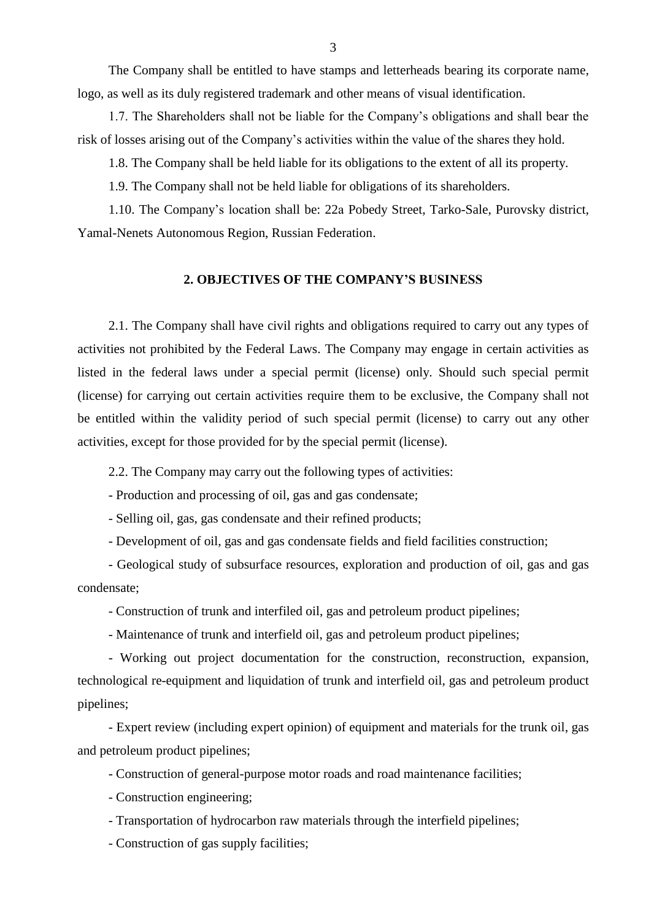The Company shall be entitled to have stamps and letterheads bearing its corporate name, logo, as well as its duly registered trademark and other means of visual identification.

1.7. The Shareholders shall not be liable for the Company's obligations and shall bear the risk of losses arising out of the Company's activities within the value of the shares they hold.

1.8. The Company shall be held liable for its obligations to the extent of all its property.

1.9. The Company shall not be held liable for obligations of its shareholders.

1.10. The Company's location shall be: 22a Pobedy Street, Tarko-Sale, Purovsky district, Yamal-Nenets Autonomous Region, Russian Federation.

## 2. OBJECTIVES OF THE COMPANY'S BUSINESS

2.1. The Company shall have civil rights and obligations required to carry out any types of activities not prohibited by the Federal Laws. The Company may engage in certain activities as listed in the federal laws under a special permit (license) only. Should such special permit (license) for carrying out certain activities require them to be exclusive, the Company shall not be entitled within the validity period of such special permit (license) to carry out any other activities, except for those provided for by the special permit (license).

2.2. The Company may carry out the following types of activities:

- Production and processing of oil, gas and gas condensate;
- Selling oil, gas, gas condensate and their refined products;
- Development of oil, gas and gas condensate fields and field facilities construction;
- Geological study of subsurface resources, exploration and production of oil, gas and gas condensate;
- Construction of trunk and interfiled oil, gas and petroleum product pipelines;
- Maintenance of trunk and interfield oil, gas and petroleum product pipelines;
- Working out project documentation for the construction, reconstruction, expansion, technological re-equipment and liquidation of trunk and interfield oil, gas and petroleum product pipelines;
- Expert review (including expert opinion) of equipment and materials for the trunk oil, gas and petroleum product pipelines;
- Construction of general-purpose motor roads and road maintenance facilities;
- Construction engineering;
- Transportation of hydrocarbon raw materials through the interfield pipelines;
- Construction of gas supply facilities;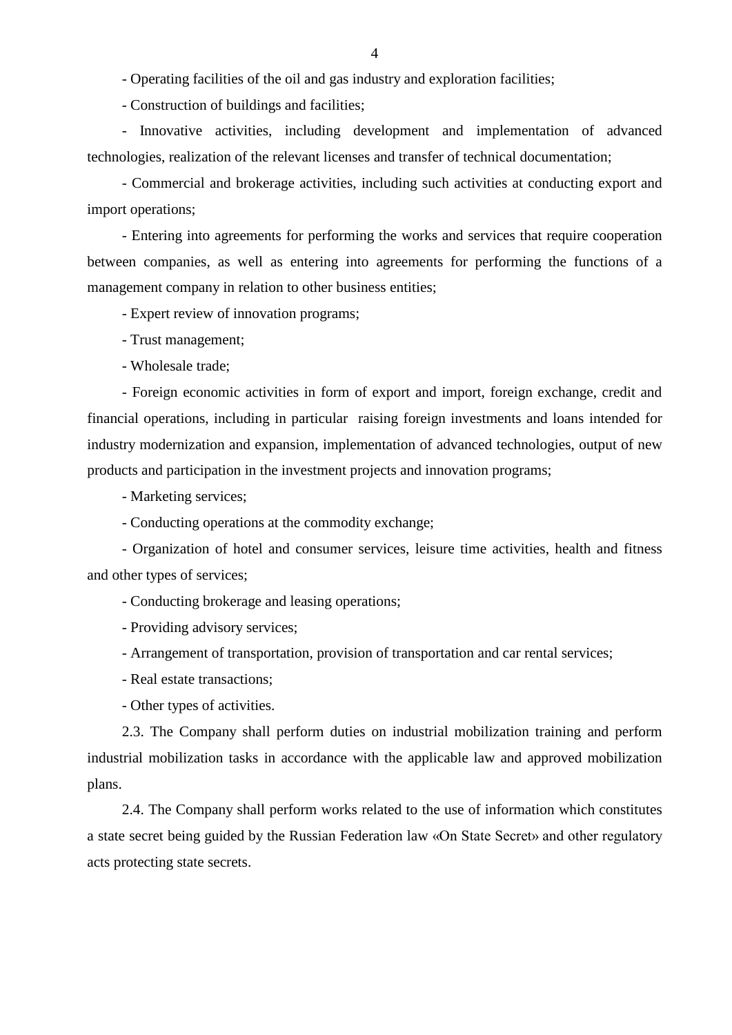- Operating facilities of the oil and gas industry and exploration facilities;

- Construction of buildings and facilities;

- Innovative activities, including development and implementation of advanced technologies, realization of the relevant licenses and transfer of technical documentation;

- Commercial and brokerage activities, including such activities at conducting export and import operations;

- Entering into agreements for performing the works and services that require cooperation between companies, as well as entering into agreements for performing the functions of a management company in relation to other business entities;

- Expert review of innovation programs;

- Trust management;

- Wholesale trade;

- Foreign economic activities in form of export and import, foreign exchange, credit and financial operations, including in particular raising foreign investments and loans intended for industry modernization and expansion, implementation of advanced technologies, output of new products and participation in the investment projects and innovation programs;

- Marketing services;

- Conducting operations at the commodity exchange;

- Organization of hotel and consumer services, leisure time activities, health and fitness and other types of services;

- Conducting brokerage and leasing operations;

- Providing advisory services;

- Arrangement of transportation, provision of transportation and car rental services;

- Real estate transactions;

- Other types of activities.

2.3. The Company shall perform duties on industrial mobilization training and perform industrial mobilization tasks in accordance with the applicable law and approved mobilization plans.

2.4. The Company shall perform works related to the use of information which constitutes a state secret being guided by the Russian Federation law «On State Secret» and other regulatory acts protecting state secrets.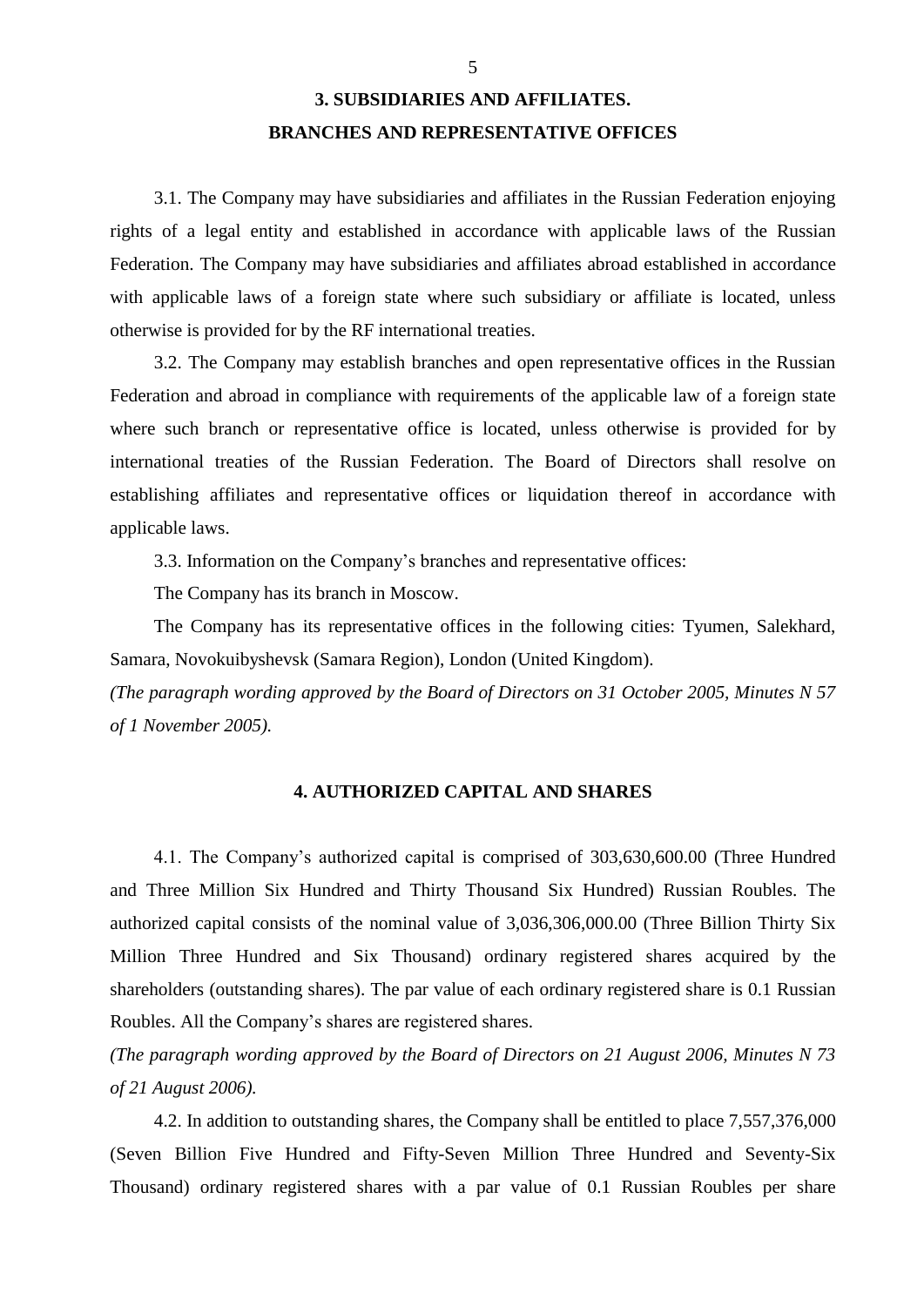## 3. SUBSIDIARIES AND AFFILIATES.
## BRANCHES AND REPRESENTATIVE OFFICES

3.1. The Company may have subsidiaries and affiliates in the Russian Federation enjoying rights of a legal entity and established in accordance with applicable laws of the Russian Federation. The Company may have subsidiaries and affiliates abroad established in accordance with applicable laws of a foreign state where such subsidiary or affiliate is located, unless otherwise is provided for by the RF international treaties.

3.2. The Company may establish branches and open representative offices in the Russian Federation and abroad in compliance with requirements of the applicable law of a foreign state where such branch or representative office is located, unless otherwise is provided for by international treaties of the Russian Federation. The Board of Directors shall resolve on establishing affiliates and representative offices or liquidation thereof in accordance with applicable laws.

3.3. Information on the Company's branches and representative offices:

The Company has its branch in Moscow.

The Company has its representative offices in the following cities: Tyumen, Salekhard, Samara, Novokuibyshevsk (Samara Region), London (United Kingdom).

*(The paragraph wording approved by the Board of Directors on 31 October 2005, Minutes N 57 of 1 November 2005).*

## 4. AUTHORIZED CAPITAL AND SHARES

4.1. The Company's authorized capital is comprised of 303,630,600.00 (Three Hundred and Three Million Six Hundred and Thirty Thousand Six Hundred) Russian Roubles. The authorized capital consists of the nominal value of 3,036,306,000.00 (Three Billion Thirty Six Million Three Hundred and Six Thousand) ordinary registered shares acquired by the shareholders (outstanding shares). The par value of each ordinary registered share is 0.1 Russian Roubles. All the Company's shares are registered shares.

*(The paragraph wording approved by the Board of Directors on 21 August 2006, Minutes N 73 of 21 August 2006).*

4.2. In addition to outstanding shares, the Company shall be entitled to place 7,557,376,000 (Seven Billion Five Hundred and Fifty-Seven Million Three Hundred and Seventy-Six Thousand) ordinary registered shares with a par value of 0.1 Russian Roubles per share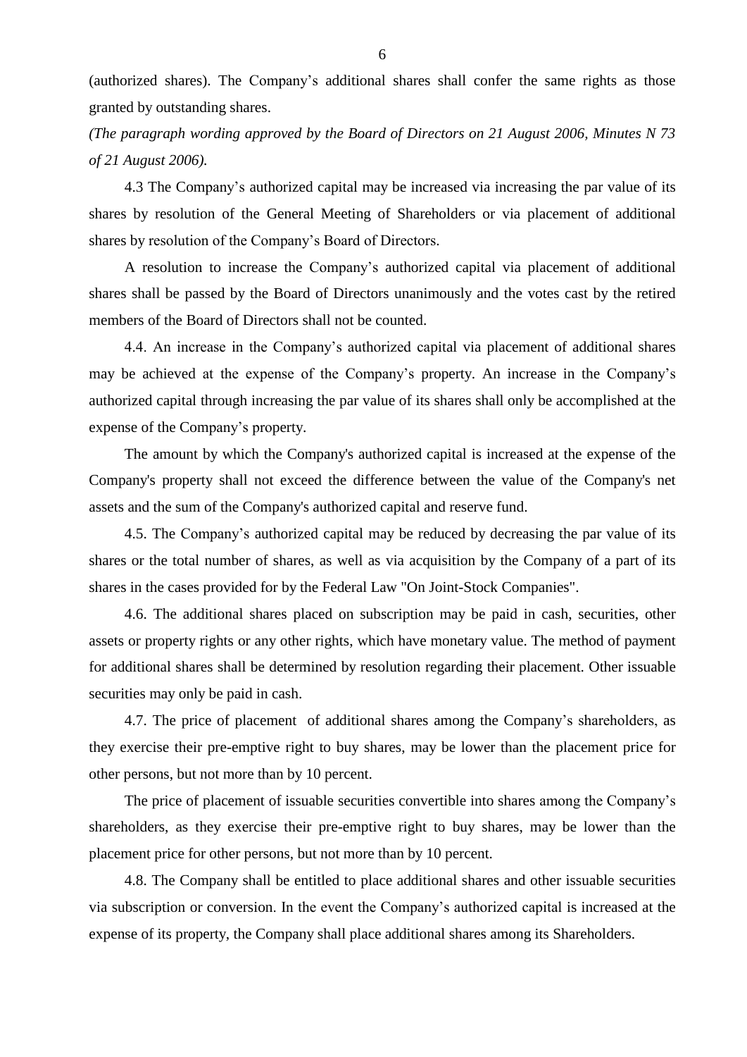(authorized shares). The Company's additional shares shall confer the same rights as those granted by outstanding shares.

*(The paragraph wording approved by the Board of Directors on 21 August 2006, Minutes N 73 of 21 August 2006).*

4.3 The Company's authorized capital may be increased via increasing the par value of its shares by resolution of the General Meeting of Shareholders or via placement of additional shares by resolution of the Company's Board of Directors.

A resolution to increase the Company's authorized capital via placement of additional shares shall be passed by the Board of Directors unanimously and the votes cast by the retired members of the Board of Directors shall not be counted.

4.4. An increase in the Company's authorized capital via placement of additional shares may be achieved at the expense of the Company's property. An increase in the Company's authorized capital through increasing the par value of its shares shall only be accomplished at the expense of the Company's property.

The amount by which the Company's authorized capital is increased at the expense of the Company's property shall not exceed the difference between the value of the Company's net assets and the sum of the Company's authorized capital and reserve fund.

4.5. The Company's authorized capital may be reduced by decreasing the par value of its shares or the total number of shares, as well as via acquisition by the Company of a part of its shares in the cases provided for by the Federal Law "On Joint-Stock Companies".

4.6. The additional shares placed on subscription may be paid in cash, securities, other assets or property rights or any other rights, which have monetary value. The method of payment for additional shares shall be determined by resolution regarding their placement. Other issuable securities may only be paid in cash.

4.7. The price of placement of additional shares among the Company's shareholders, as they exercise their pre-emptive right to buy shares, may be lower than the placement price for other persons, but not more than by 10 percent.

The price of placement of issuable securities convertible into shares among the Company's shareholders, as they exercise their pre-emptive right to buy shares, may be lower than the placement price for other persons, but not more than by 10 percent.

4.8. The Company shall be entitled to place additional shares and other issuable securities via subscription or conversion. In the event the Company's authorized capital is increased at the expense of its property, the Company shall place additional shares among its Shareholders.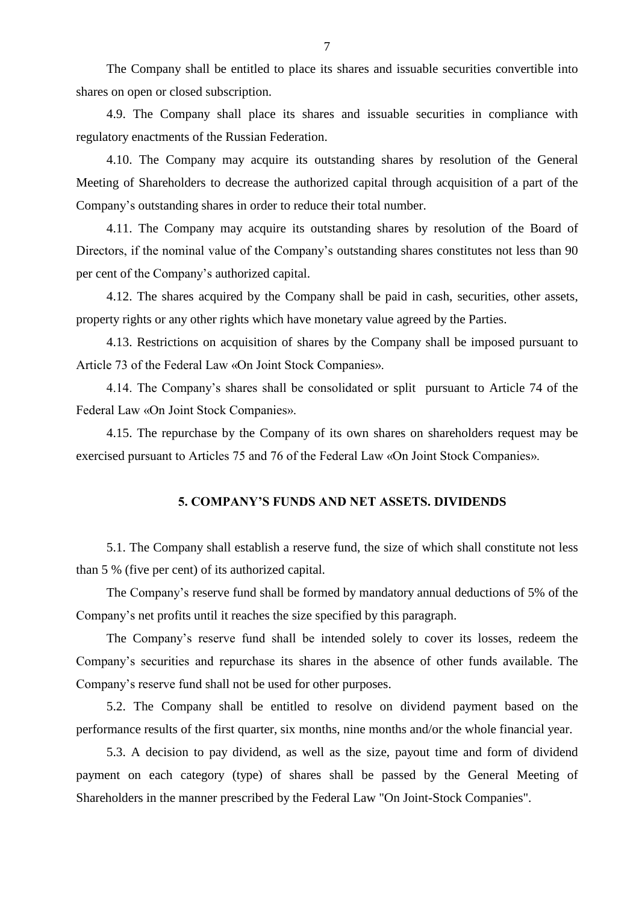The Company shall be entitled to place its shares and issuable securities convertible into shares on open or closed subscription.

4.9. The Company shall place its shares and issuable securities in compliance with regulatory enactments of the Russian Federation.

4.10. The Company may acquire its outstanding shares by resolution of the General Meeting of Shareholders to decrease the authorized capital through acquisition of a part of the Company's outstanding shares in order to reduce their total number.

4.11. The Company may acquire its outstanding shares by resolution of the Board of Directors, if the nominal value of the Company's outstanding shares constitutes not less than 90 per cent of the Company's authorized capital.

4.12. The shares acquired by the Company shall be paid in cash, securities, other assets, property rights or any other rights which have monetary value agreed by the Parties.

4.13. Restrictions on acquisition of shares by the Company shall be imposed pursuant to Article 73 of the Federal Law «On Joint Stock Companies».

4.14. The Company's shares shall be consolidated or split pursuant to Article 74 of the Federal Law «On Joint Stock Companies».

4.15. The repurchase by the Company of its own shares on shareholders request may be exercised pursuant to Articles 75 and 76 of the Federal Law «On Joint Stock Companies».

## 5. COMPANY'S FUNDS AND NET ASSETS. DIVIDENDS

5.1. The Company shall establish a reserve fund, the size of which shall constitute not less than 5 % (five per cent) of its authorized capital.

The Company's reserve fund shall be formed by mandatory annual deductions of 5% of the Company's net profits until it reaches the size specified by this paragraph.

The Company's reserve fund shall be intended solely to cover its losses, redeem the Company's securities and repurchase its shares in the absence of other funds available. The Company's reserve fund shall not be used for other purposes.

5.2. The Company shall be entitled to resolve on dividend payment based on the performance results of the first quarter, six months, nine months and/or the whole financial year.

5.3. A decision to pay dividend, as well as the size, payout time and form of dividend payment on each category (type) of shares shall be passed by the General Meeting of Shareholders in the manner prescribed by the Federal Law "On Joint-Stock Companies".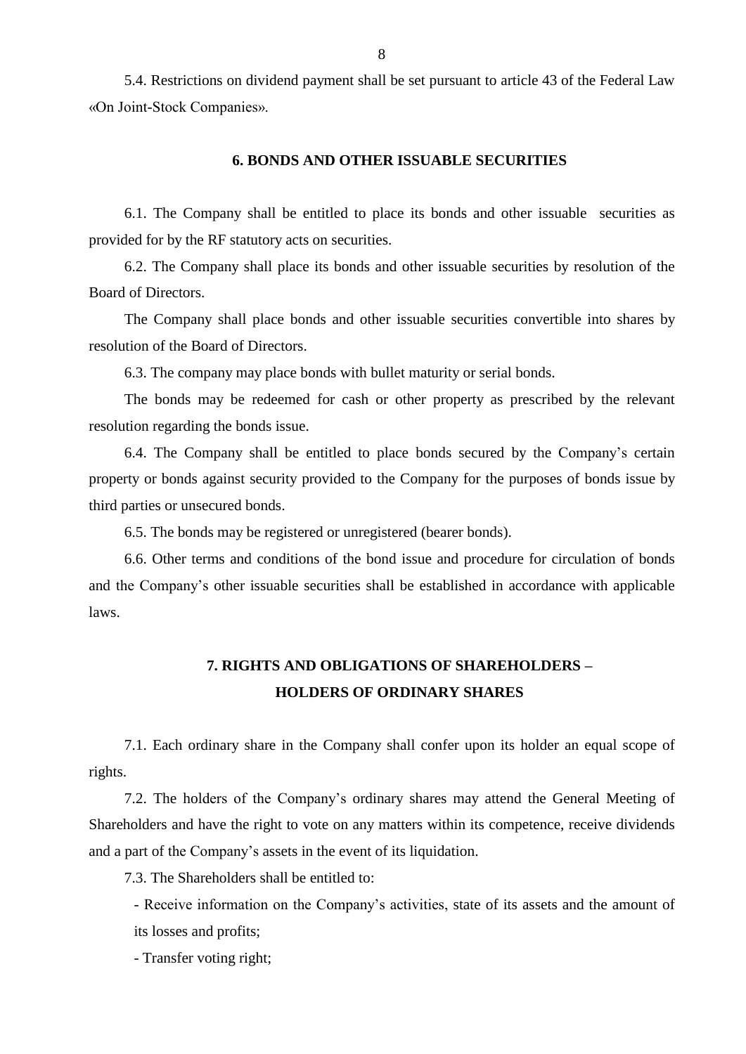5.4. Restrictions on dividend payment shall be set pursuant to article 43 of the Federal Law «On Joint-Stock Companies».

## 6. BONDS AND OTHER ISSUABLE SECURITIES

6.1. The Company shall be entitled to place its bonds and other issuable securities as provided for by the RF statutory acts on securities.

6.2. The Company shall place its bonds and other issuable securities by resolution of the Board of Directors.

The Company shall place bonds and other issuable securities convertible into shares by resolution of the Board of Directors.

6.3. The company may place bonds with bullet maturity or serial bonds.

The bonds may be redeemed for cash or other property as prescribed by the relevant resolution regarding the bonds issue.

6.4. The Company shall be entitled to place bonds secured by the Company's certain property or bonds against security provided to the Company for the purposes of bonds issue by third parties or unsecured bonds.

6.5. The bonds may be registered or unregistered (bearer bonds).

6.6. Other terms and conditions of the bond issue and procedure for circulation of bonds and the Company's other issuable securities shall be established in accordance with applicable laws.

## 7. RIGHTS AND OBLIGATIONS OF SHAREHOLDERS – HOLDERS OF ORDINARY SHARES

7.1. Each ordinary share in the Company shall confer upon its holder an equal scope of rights.

7.2. The holders of the Company's ordinary shares may attend the General Meeting of Shareholders and have the right to vote on any matters within its competence, receive dividends and a part of the Company's assets in the event of its liquidation.

7.3. The Shareholders shall be entitled to:

- Receive information on the Company's activities, state of its assets and the amount of its losses and profits;
- Transfer voting right;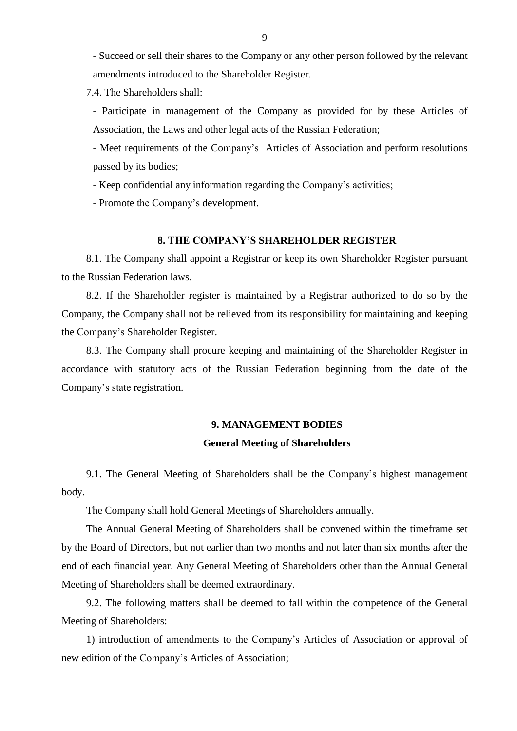- Succeed or sell their shares to the Company or any other person followed by the relevant amendments introduced to the Shareholder Register.

7.4. The Shareholders shall:

- Participate in management of the Company as provided for by these Articles of Association, the Laws and other legal acts of the Russian Federation;
- Meet requirements of the Company's Articles of Association and perform resolutions passed by its bodies;
- Keep confidential any information regarding the Company's activities;
- Promote the Company's development.

## 8. THE COMPANY'S SHAREHOLDER REGISTER

8.1. The Company shall appoint a Registrar or keep its own Shareholder Register pursuant to the Russian Federation laws.

8.2. If the Shareholder register is maintained by a Registrar authorized to do so by the Company, the Company shall not be relieved from its responsibility for maintaining and keeping the Company's Shareholder Register.

8.3. The Company shall procure keeping and maintaining of the Shareholder Register in accordance with statutory acts of the Russian Federation beginning from the date of the Company's state registration.

## 9. MANAGEMENT BODIES

### General Meeting of Shareholders

9.1. The General Meeting of Shareholders shall be the Company's highest management body.

The Company shall hold General Meetings of Shareholders annually.

The Annual General Meeting of Shareholders shall be convened within the timeframe set by the Board of Directors, but not earlier than two months and not later than six months after the end of each financial year. Any General Meeting of Shareholders other than the Annual General Meeting of Shareholders shall be deemed extraordinary.

9.2. The following matters shall be deemed to fall within the competence of the General Meeting of Shareholders:

1) introduction of amendments to the Company's Articles of Association or approval of new edition of the Company's Articles of Association;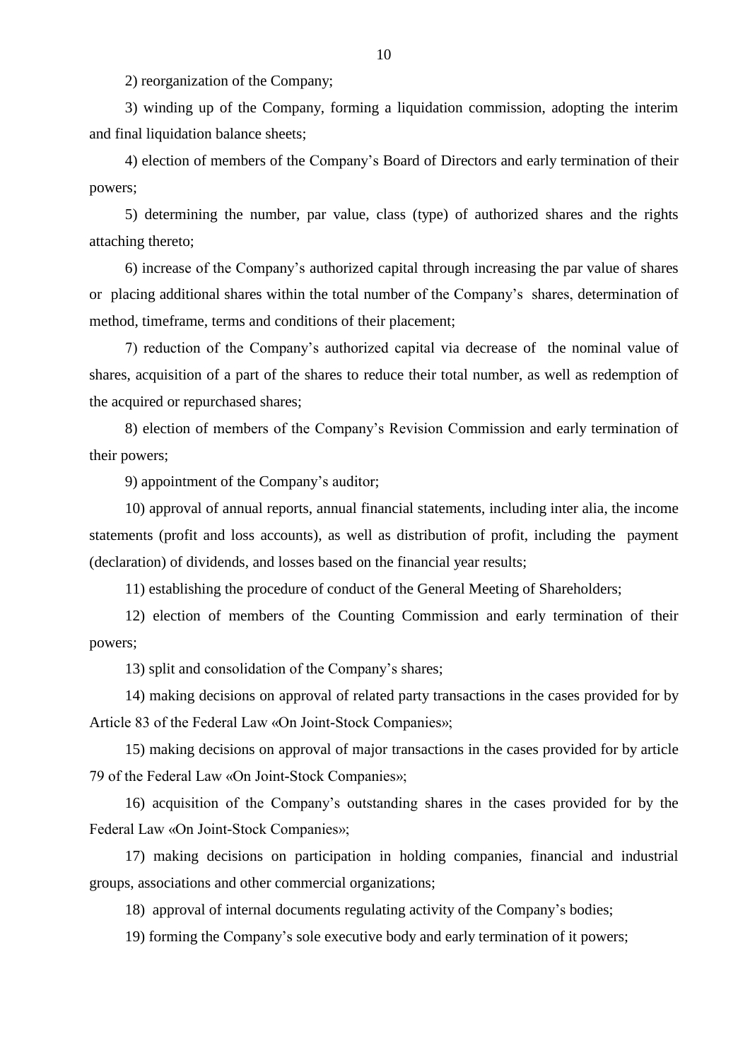2) reorganization of the Company;

3) winding up of the Company, forming a liquidation commission, adopting the interim and final liquidation balance sheets;

4) election of members of the Company's Board of Directors and early termination of their powers;

5) determining the number, par value, class (type) of authorized shares and the rights attaching thereto;

6) increase of the Company's authorized capital through increasing the par value of shares or placing additional shares within the total number of the Company's shares, determination of method, timeframe, terms and conditions of their placement;

7) reduction of the Company's authorized capital via decrease of the nominal value of shares, acquisition of a part of the shares to reduce their total number, as well as redemption of the acquired or repurchased shares;

8) election of members of the Company's Revision Commission and early termination of their powers;

9) appointment of the Company's auditor;

10) approval of annual reports, annual financial statements, including inter alia, the income statements (profit and loss accounts), as well as distribution of profit, including the payment (declaration) of dividends, and losses based on the financial year results;

11) establishing the procedure of conduct of the General Meeting of Shareholders;

12) election of members of the Counting Commission and early termination of their powers;

13) split and consolidation of the Company's shares;

14) making decisions on approval of related party transactions in the cases provided for by Article 83 of the Federal Law «On Joint-Stock Companies»;

15) making decisions on approval of major transactions in the cases provided for by article 79 of the Federal Law «On Joint-Stock Companies»;

16) acquisition of the Company's outstanding shares in the cases provided for by the Federal Law «On Joint-Stock Companies»;

17) making decisions on participation in holding companies, financial and industrial groups, associations and other commercial organizations;

18) approval of internal documents regulating activity of the Company's bodies;

19) forming the Company's sole executive body and early termination of it powers;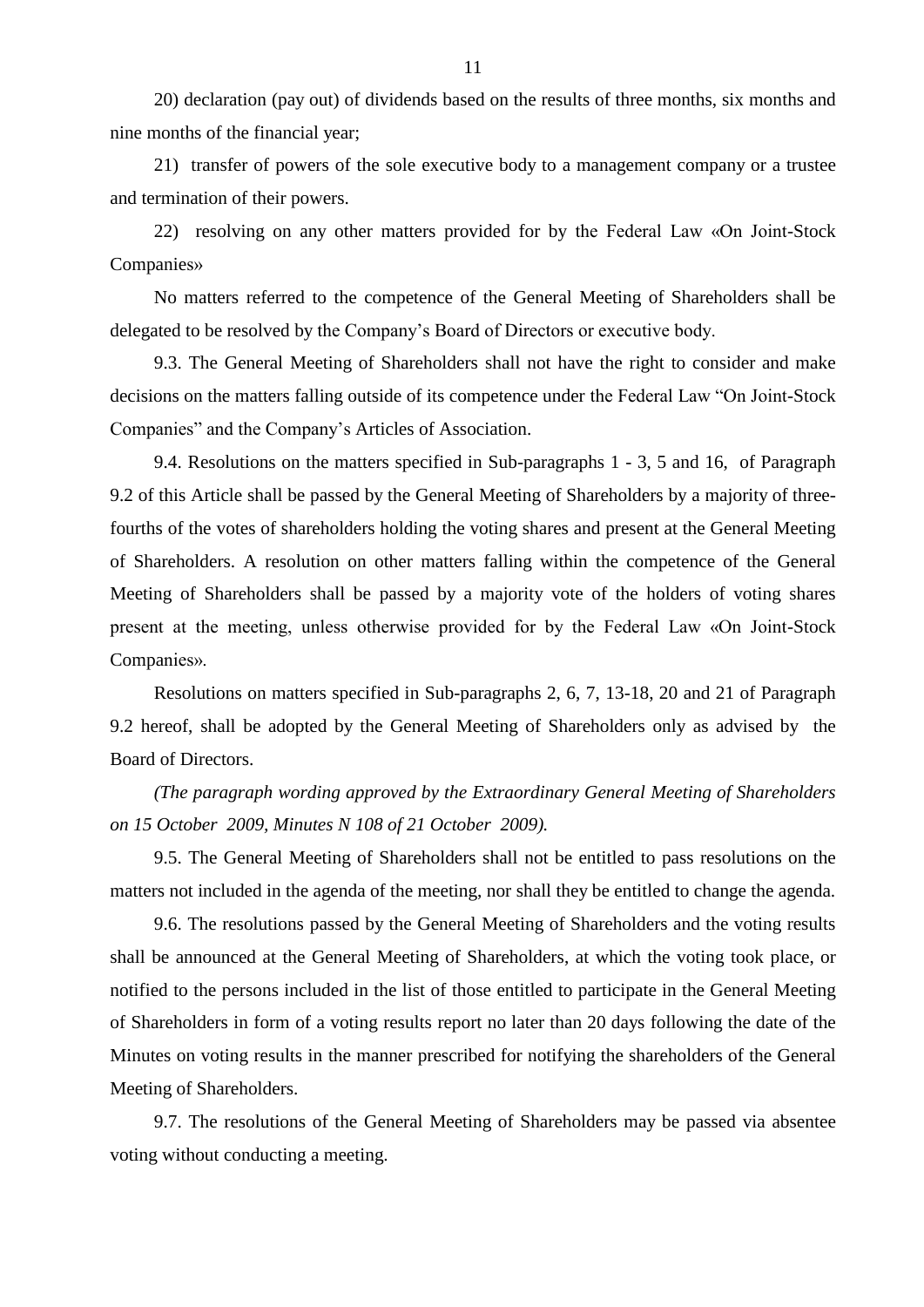20) declaration (pay out) of dividends based on the results of three months, six months and nine months of the financial year;

21) transfer of powers of the sole executive body to a management company or a trustee and termination of their powers.

22) resolving on any other matters provided for by the Federal Law «On Joint-Stock Companies»

No matters referred to the competence of the General Meeting of Shareholders shall be delegated to be resolved by the Company's Board of Directors or executive body.

9.3. The General Meeting of Shareholders shall not have the right to consider and make decisions on the matters falling outside of its competence under the Federal Law "On Joint-Stock Companies" and the Company's Articles of Association.

9.4. Resolutions on the matters specified in Sub-paragraphs 1 - 3, 5 and 16, of Paragraph 9.2 of this Article shall be passed by the General Meeting of Shareholders by a majority of three-fourths of the votes of shareholders holding the voting shares and present at the General Meeting of Shareholders. A resolution on other matters falling within the competence of the General Meeting of Shareholders shall be passed by a majority vote of the holders of voting shares present at the meeting, unless otherwise provided for by the Federal Law «On Joint-Stock Companies».

Resolutions on matters specified in Sub-paragraphs 2, 6, 7, 13-18, 20 and 21 of Paragraph 9.2 hereof, shall be adopted by the General Meeting of Shareholders only as advised by the Board of Directors.

*(The paragraph wording approved by the Extraordinary General Meeting of Shareholders on 15 October 2009, Minutes N 108 of 21 October 2009).*

9.5. The General Meeting of Shareholders shall not be entitled to pass resolutions on the matters not included in the agenda of the meeting, nor shall they be entitled to change the agenda.

9.6. The resolutions passed by the General Meeting of Shareholders and the voting results shall be announced at the General Meeting of Shareholders, at which the voting took place, or notified to the persons included in the list of those entitled to participate in the General Meeting of Shareholders in form of a voting results report no later than 20 days following the date of the Minutes on voting results in the manner prescribed for notifying the shareholders of the General Meeting of Shareholders.

9.7. The resolutions of the General Meeting of Shareholders may be passed via absentee voting without conducting a meeting.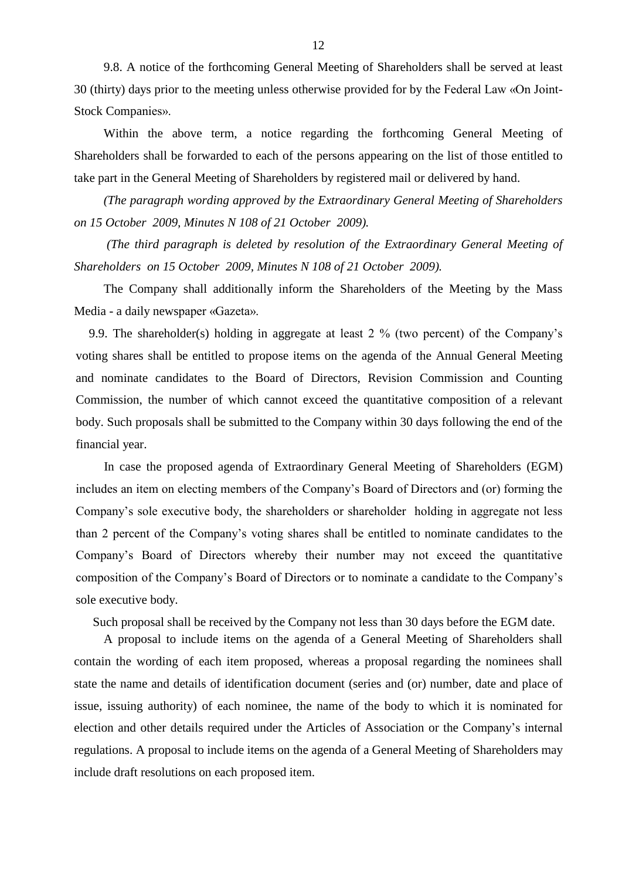9.8. A notice of the forthcoming General Meeting of Shareholders shall be served at least 30 (thirty) days prior to the meeting unless otherwise provided for by the Federal Law «On Joint-Stock Companies».

Within the above term, a notice regarding the forthcoming General Meeting of Shareholders shall be forwarded to each of the persons appearing on the list of those entitled to take part in the General Meeting of Shareholders by registered mail or delivered by hand.

*(The paragraph wording approved by the Extraordinary General Meeting of Shareholders on 15 October 2009, Minutes N 108 of 21 October 2009).*

*(The third paragraph is deleted by resolution of the Extraordinary General Meeting of Shareholders on 15 October 2009, Minutes N 108 of 21 October 2009).*

The Company shall additionally inform the Shareholders of the Meeting by the Mass Media - a daily newspaper «Gazeta».

9.9. The shareholder(s) holding in aggregate at least 2 % (two percent) of the Company's voting shares shall be entitled to propose items on the agenda of the Annual General Meeting and nominate candidates to the Board of Directors, Revision Commission and Counting Commission, the number of which cannot exceed the quantitative composition of a relevant body. Such proposals shall be submitted to the Company within 30 days following the end of the financial year.

In case the proposed agenda of Extraordinary General Meeting of Shareholders (EGM) includes an item on electing members of the Company's Board of Directors and (or) forming the Company's sole executive body, the shareholders or shareholder holding in aggregate not less than 2 percent of the Company's voting shares shall be entitled to nominate candidates to the Company's Board of Directors whereby their number may not exceed the quantitative composition of the Company's Board of Directors or to nominate a candidate to the Company's sole executive body.

Such proposal shall be received by the Company not less than 30 days before the EGM date.

A proposal to include items on the agenda of a General Meeting of Shareholders shall contain the wording of each item proposed, whereas a proposal regarding the nominees shall state the name and details of identification document (series and (or) number, date and place of issue, issuing authority) of each nominee, the name of the body to which it is nominated for election and other details required under the Articles of Association or the Company's internal regulations. A proposal to include items on the agenda of a General Meeting of Shareholders may include draft resolutions on each proposed item.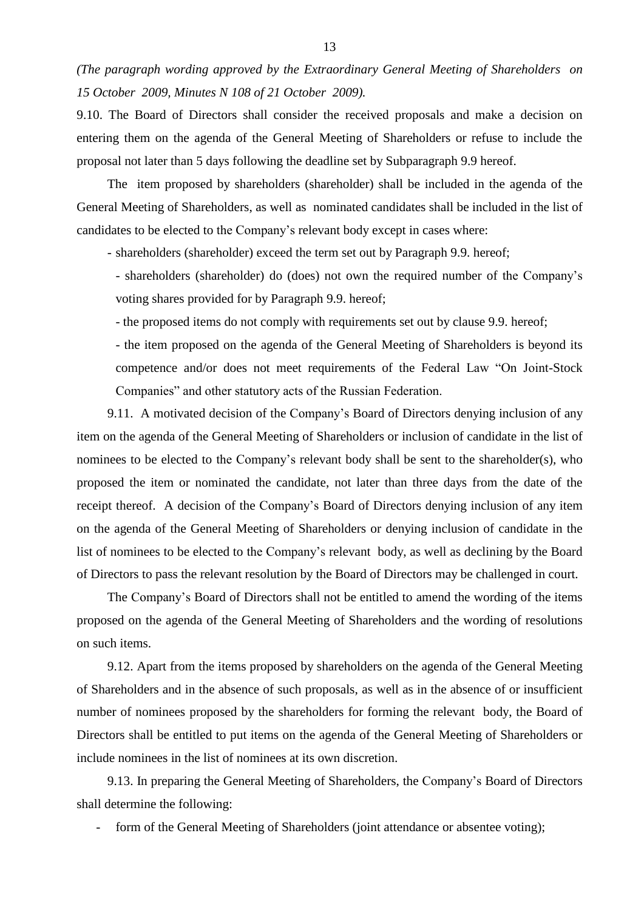*(The paragraph wording approved by the Extraordinary General Meeting of Shareholders on 15 October 2009, Minutes N 108 of 21 October 2009).*

9.10. The Board of Directors shall consider the received proposals and make a decision on entering them on the agenda of the General Meeting of Shareholders or refuse to include the proposal not later than 5 days following the deadline set by Subparagraph 9.9 hereof.

The item proposed by shareholders (shareholder) shall be included in the agenda of the General Meeting of Shareholders, as well as nominated candidates shall be included in the list of candidates to be elected to the Company's relevant body except in cases where:

- shareholders (shareholder) exceed the term set out by Paragraph 9.9. hereof;
- shareholders (shareholder) do (does) not own the required number of the Company's voting shares provided for by Paragraph 9.9. hereof;
- the proposed items do not comply with requirements set out by clause 9.9. hereof;
- the item proposed on the agenda of the General Meeting of Shareholders is beyond its competence and/or does not meet requirements of the Federal Law "On Joint-Stock Companies" and other statutory acts of the Russian Federation.

9.11. A motivated decision of the Company's Board of Directors denying inclusion of any item on the agenda of the General Meeting of Shareholders or inclusion of candidate in the list of nominees to be elected to the Company's relevant body shall be sent to the shareholder(s), who proposed the item or nominated the candidate, not later than three days from the date of the receipt thereof. A decision of the Company's Board of Directors denying inclusion of any item on the agenda of the General Meeting of Shareholders or denying inclusion of candidate in the list of nominees to be elected to the Company's relevant body, as well as declining by the Board of Directors to pass the relevant resolution by the Board of Directors may be challenged in court.

The Company's Board of Directors shall not be entitled to amend the wording of the items proposed on the agenda of the General Meeting of Shareholders and the wording of resolutions on such items.

9.12. Apart from the items proposed by shareholders on the agenda of the General Meeting of Shareholders and in the absence of such proposals, as well as in the absence of or insufficient number of nominees proposed by the shareholders for forming the relevant body, the Board of Directors shall be entitled to put items on the agenda of the General Meeting of Shareholders or include nominees in the list of nominees at its own discretion.

9.13. In preparing the General Meeting of Shareholders, the Company's Board of Directors shall determine the following:

- form of the General Meeting of Shareholders (joint attendance or absentee voting);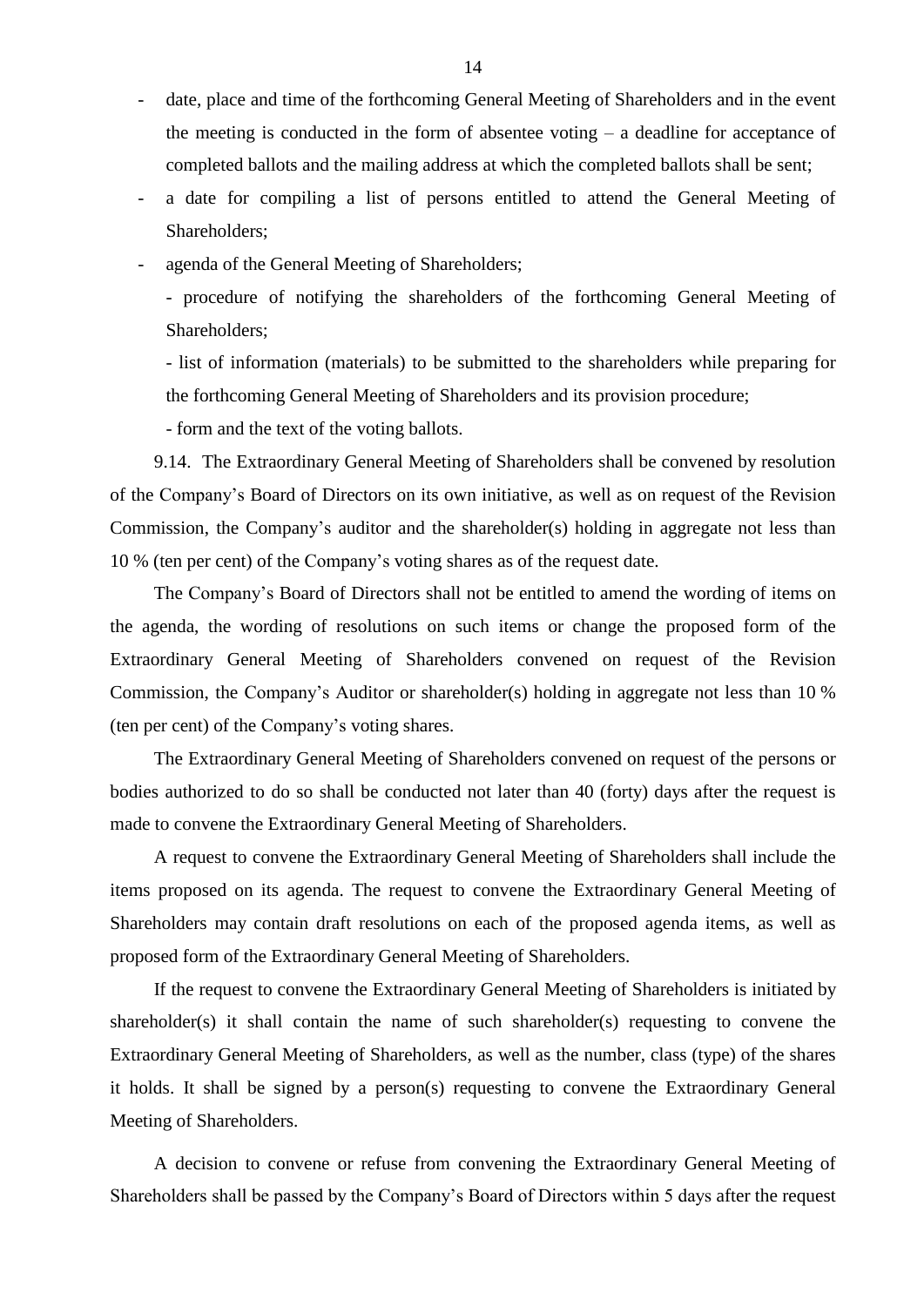- date, place and time of the forthcoming General Meeting of Shareholders and in the event the meeting is conducted in the form of absentee voting – a deadline for acceptance of completed ballots and the mailing address at which the completed ballots shall be sent;
- a date for compiling a list of persons entitled to attend the General Meeting of Shareholders;
- agenda of the General Meeting of Shareholders;
- procedure of notifying the shareholders of the forthcoming General Meeting of Shareholders;
- list of information (materials) to be submitted to the shareholders while preparing for the forthcoming General Meeting of Shareholders and its provision procedure;
- form and the text of the voting ballots.

9.14. The Extraordinary General Meeting of Shareholders shall be convened by resolution of the Company's Board of Directors on its own initiative, as well as on request of the Revision Commission, the Company's auditor and the shareholder(s) holding in aggregate not less than 10 % (ten per cent) of the Company's voting shares as of the request date.

The Company's Board of Directors shall not be entitled to amend the wording of items on the agenda, the wording of resolutions on such items or change the proposed form of the Extraordinary General Meeting of Shareholders convened on request of the Revision Commission, the Company's Auditor or shareholder(s) holding in aggregate not less than 10 % (ten per cent) of the Company's voting shares.

The Extraordinary General Meeting of Shareholders convened on request of the persons or bodies authorized to do so shall be conducted not later than 40 (forty) days after the request is made to convene the Extraordinary General Meeting of Shareholders.

A request to convene the Extraordinary General Meeting of Shareholders shall include the items proposed on its agenda. The request to convene the Extraordinary General Meeting of Shareholders may contain draft resolutions on each of the proposed agenda items, as well as proposed form of the Extraordinary General Meeting of Shareholders.

If the request to convene the Extraordinary General Meeting of Shareholders is initiated by shareholder(s) it shall contain the name of such shareholder(s) requesting to convene the Extraordinary General Meeting of Shareholders, as well as the number, class (type) of the shares it holds. It shall be signed by a person(s) requesting to convene the Extraordinary General Meeting of Shareholders.

A decision to convene or refuse from convening the Extraordinary General Meeting of Shareholders shall be passed by the Company's Board of Directors within 5 days after the request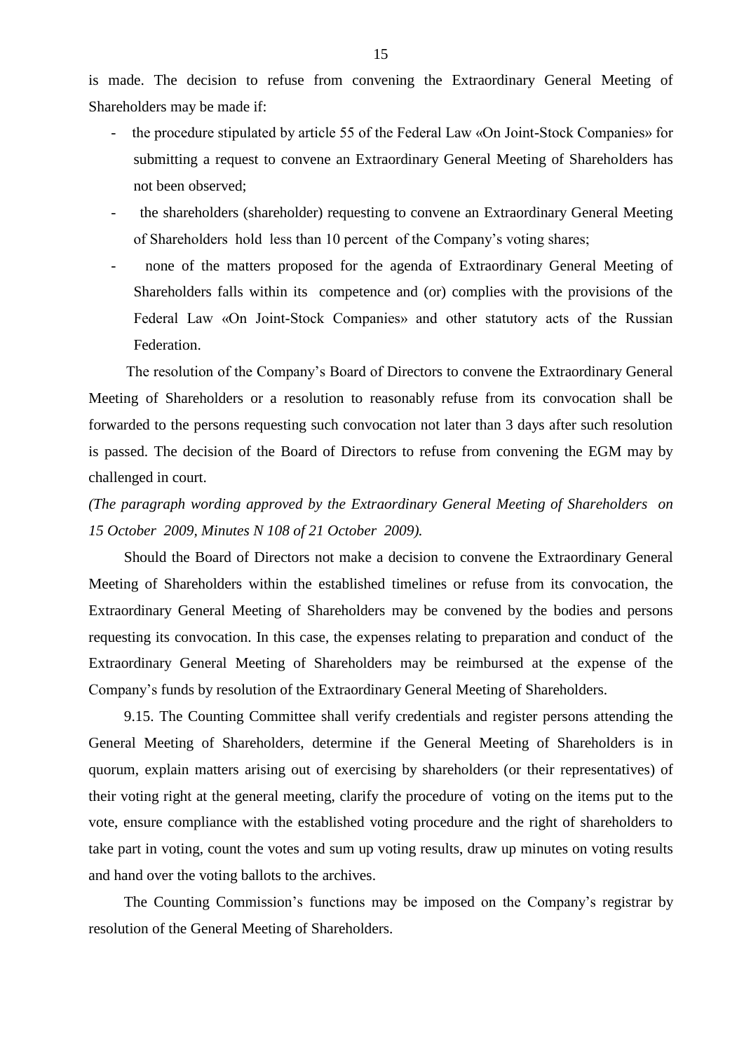is made. The decision to refuse from convening the Extraordinary General Meeting of Shareholders may be made if:

- the procedure stipulated by article 55 of the Federal Law «On Joint-Stock Companies» for submitting a request to convene an Extraordinary General Meeting of Shareholders has not been observed;
- the shareholders (shareholder) requesting to convene an Extraordinary General Meeting of Shareholders hold less than 10 percent of the Company's voting shares;
- none of the matters proposed for the agenda of Extraordinary General Meeting of Shareholders falls within its competence and (or) complies with the provisions of the Federal Law «On Joint-Stock Companies» and other statutory acts of the Russian Federation.

The resolution of the Company's Board of Directors to convene the Extraordinary General Meeting of Shareholders or a resolution to reasonably refuse from its convocation shall be forwarded to the persons requesting such convocation not later than 3 days after such resolution is passed. The decision of the Board of Directors to refuse from convening the EGM may by challenged in court.

*(The paragraph wording approved by the Extraordinary General Meeting of Shareholders on 15 October 2009, Minutes N 108 of 21 October 2009).*

Should the Board of Directors not make a decision to convene the Extraordinary General Meeting of Shareholders within the established timelines or refuse from its convocation, the Extraordinary General Meeting of Shareholders may be convened by the bodies and persons requesting its convocation. In this case, the expenses relating to preparation and conduct of the Extraordinary General Meeting of Shareholders may be reimbursed at the expense of the Company's funds by resolution of the Extraordinary General Meeting of Shareholders.

9.15. The Counting Committee shall verify credentials and register persons attending the General Meeting of Shareholders, determine if the General Meeting of Shareholders is in quorum, explain matters arising out of exercising by shareholders (or their representatives) of their voting right at the general meeting, clarify the procedure of voting on the items put to the vote, ensure compliance with the established voting procedure and the right of shareholders to take part in voting, count the votes and sum up voting results, draw up minutes on voting results and hand over the voting ballots to the archives.

The Counting Commission's functions may be imposed on the Company's registrar by resolution of the General Meeting of Shareholders.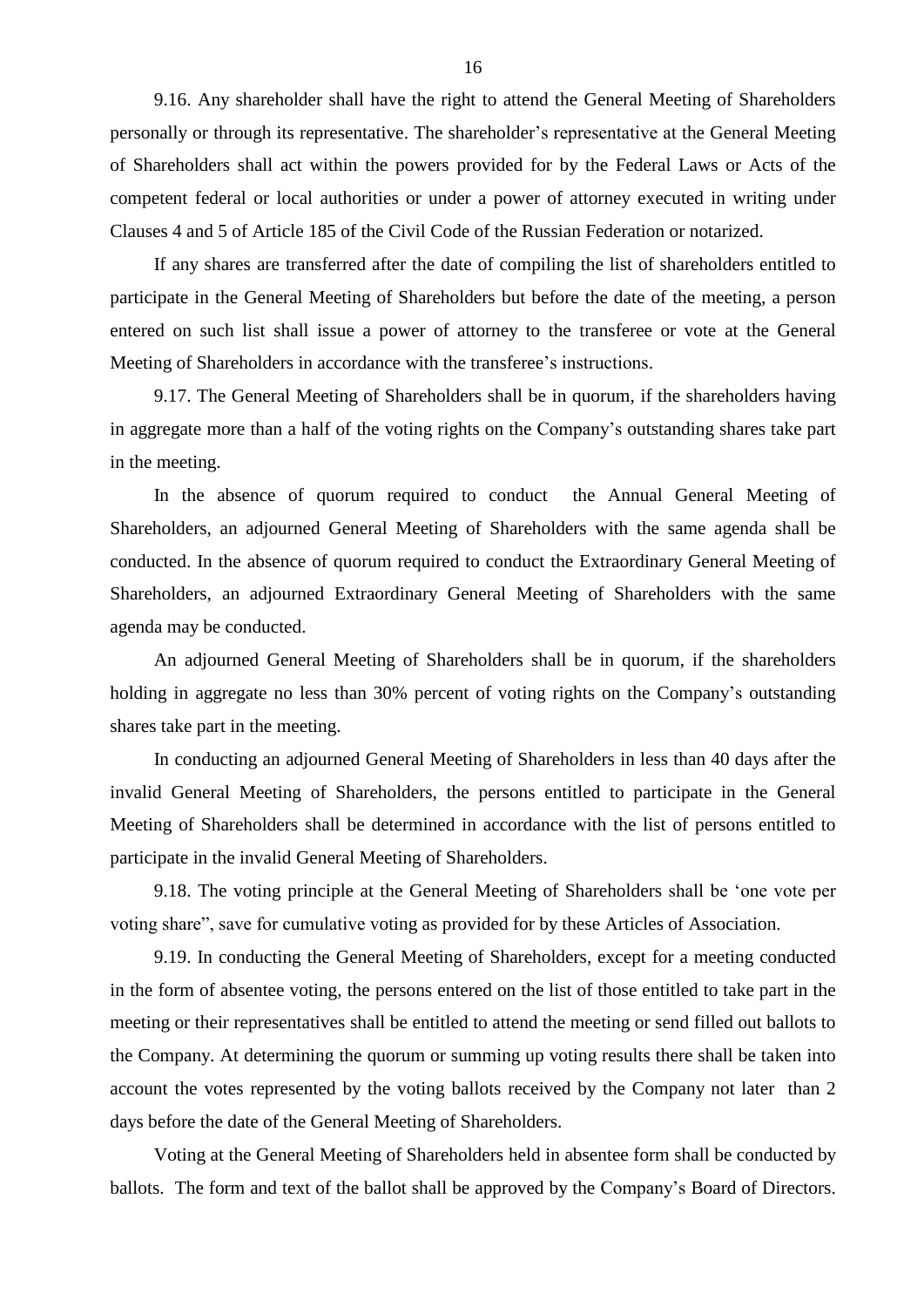9.16. Any shareholder shall have the right to attend the General Meeting of Shareholders personally or through its representative. The shareholder's representative at the General Meeting of Shareholders shall act within the powers provided for by the Federal Laws or Acts of the competent federal or local authorities or under a power of attorney executed in writing under Clauses 4 and 5 of Article 185 of the Civil Code of the Russian Federation or notarized.

If any shares are transferred after the date of compiling the list of shareholders entitled to participate in the General Meeting of Shareholders but before the date of the meeting, a person entered on such list shall issue a power of attorney to the transferee or vote at the General Meeting of Shareholders in accordance with the transferee's instructions.

9.17. The General Meeting of Shareholders shall be in quorum, if the shareholders having in aggregate more than a half of the voting rights on the Company's outstanding shares take part in the meeting.

In the absence of quorum required to conduct the Annual General Meeting of Shareholders, an adjourned General Meeting of Shareholders with the same agenda shall be conducted. In the absence of quorum required to conduct the Extraordinary General Meeting of Shareholders, an adjourned Extraordinary General Meeting of Shareholders with the same agenda may be conducted.

An adjourned General Meeting of Shareholders shall be in quorum, if the shareholders holding in aggregate no less than 30% percent of voting rights on the Company's outstanding shares take part in the meeting.

In conducting an adjourned General Meeting of Shareholders in less than 40 days after the invalid General Meeting of Shareholders, the persons entitled to participate in the General Meeting of Shareholders shall be determined in accordance with the list of persons entitled to participate in the invalid General Meeting of Shareholders.

9.18. The voting principle at the General Meeting of Shareholders shall be 'one vote per voting share", save for cumulative voting as provided for by these Articles of Association.

9.19. In conducting the General Meeting of Shareholders, except for a meeting conducted in the form of absentee voting, the persons entered on the list of those entitled to take part in the meeting or their representatives shall be entitled to attend the meeting or send filled out ballots to the Company. At determining the quorum or summing up voting results there shall be taken into account the votes represented by the voting ballots received by the Company not later than 2 days before the date of the General Meeting of Shareholders.

Voting at the General Meeting of Shareholders held in absentee form shall be conducted by ballots. The form and text of the ballot shall be approved by the Company's Board of Directors.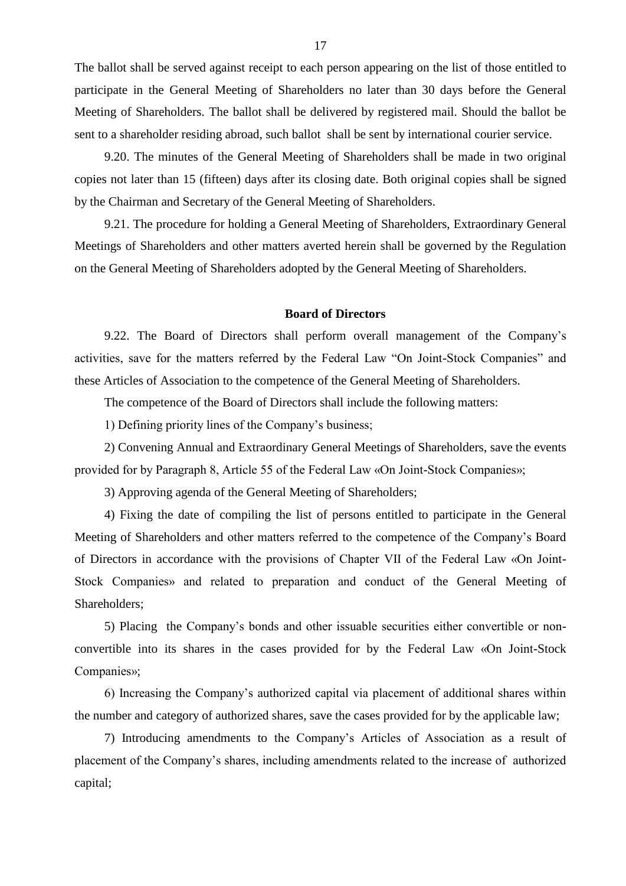The ballot shall be served against receipt to each person appearing on the list of those entitled to participate in the General Meeting of Shareholders no later than 30 days before the General Meeting of Shareholders. The ballot shall be delivered by registered mail. Should the ballot be sent to a shareholder residing abroad, such ballot shall be sent by international courier service.

9.20. The minutes of the General Meeting of Shareholders shall be made in two original copies not later than 15 (fifteen) days after its closing date. Both original copies shall be signed by the Chairman and Secretary of the General Meeting of Shareholders.

9.21. The procedure for holding a General Meeting of Shareholders, Extraordinary General Meetings of Shareholders and other matters averted herein shall be governed by the Regulation on the General Meeting of Shareholders adopted by the General Meeting of Shareholders.

**Board of Directors**

9.22. The Board of Directors shall perform overall management of the Company's activities, save for the matters referred by the Federal Law "On Joint-Stock Companies" and these Articles of Association to the competence of the General Meeting of Shareholders.

The competence of the Board of Directors shall include the following matters:

1) Defining priority lines of the Company's business;

2) Convening Annual and Extraordinary General Meetings of Shareholders, save the events provided for by Paragraph 8, Article 55 of the Federal Law «On Joint-Stock Companies»;

3) Approving agenda of the General Meeting of Shareholders;

4) Fixing the date of compiling the list of persons entitled to participate in the General Meeting of Shareholders and other matters referred to the competence of the Company's Board of Directors in accordance with the provisions of Chapter VII of the Federal Law «On Joint-Stock Companies» and related to preparation and conduct of the General Meeting of Shareholders;

5) Placing the Company's bonds and other issuable securities either convertible or non-convertible into its shares in the cases provided for by the Federal Law «On Joint-Stock Companies»;

6) Increasing the Company's authorized capital via placement of additional shares within the number and category of authorized shares, save the cases provided for by the applicable law;

7) Introducing amendments to the Company's Articles of Association as a result of placement of the Company's shares, including amendments related to the increase of authorized capital;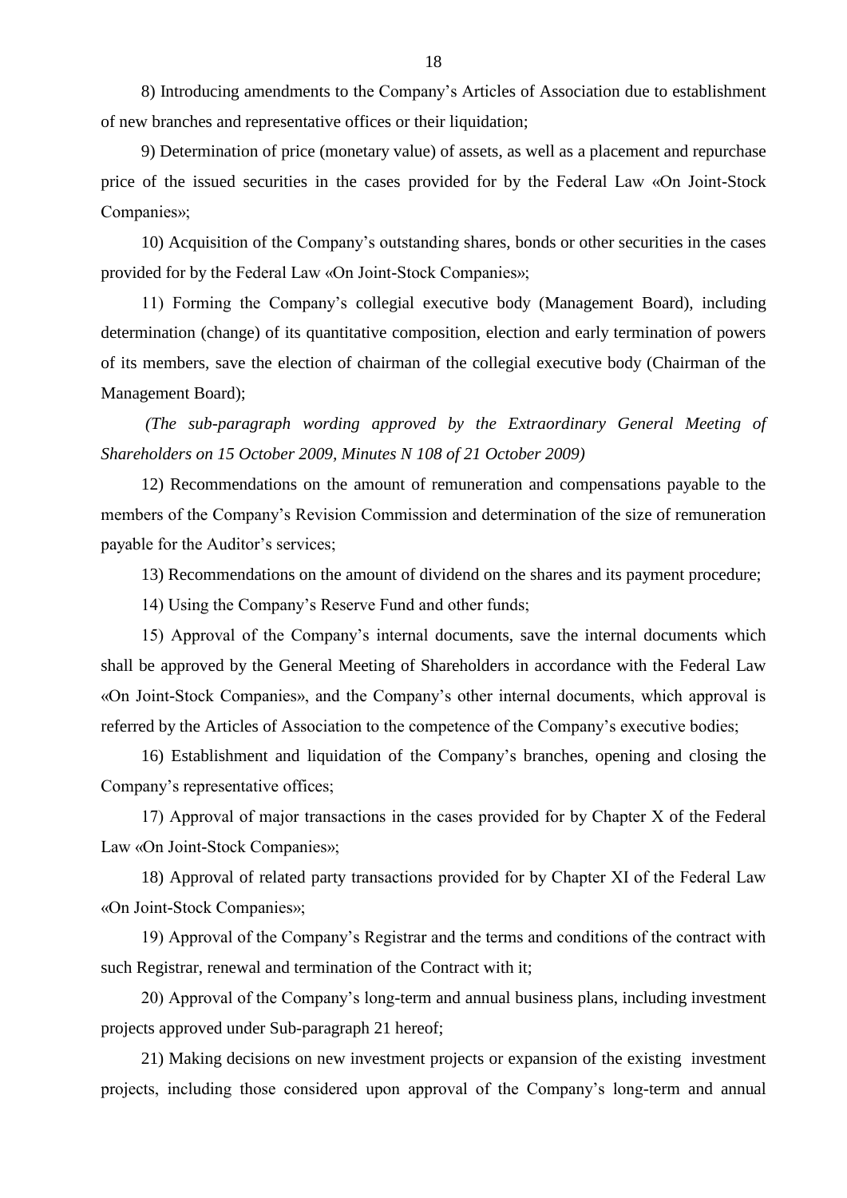8) Introducing amendments to the Company's Articles of Association due to establishment of new branches and representative offices or their liquidation;

9) Determination of price (monetary value) of assets, as well as a placement and repurchase price of the issued securities in the cases provided for by the Federal Law «On Joint-Stock Companies»;

10) Acquisition of the Company's outstanding shares, bonds or other securities in the cases provided for by the Federal Law «On Joint-Stock Companies»;

11) Forming the Company's collegial executive body (Management Board), including determination (change) of its quantitative composition, election and early termination of powers of its members, save the election of chairman of the collegial executive body (Chairman of the Management Board);

*(The sub-paragraph wording approved by the Extraordinary General Meeting of Shareholders on 15 October 2009, Minutes N 108 of 21 October 2009)*

12) Recommendations on the amount of remuneration and compensations payable to the members of the Company's Revision Commission and determination of the size of remuneration payable for the Auditor's services;

13) Recommendations on the amount of dividend on the shares and its payment procedure;

14) Using the Company's Reserve Fund and other funds;

15) Approval of the Company's internal documents, save the internal documents which shall be approved by the General Meeting of Shareholders in accordance with the Federal Law «On Joint-Stock Companies», and the Company's other internal documents, which approval is referred by the Articles of Association to the competence of the Company's executive bodies;

16) Establishment and liquidation of the Company's branches, opening and closing the Company's representative offices;

17) Approval of major transactions in the cases provided for by Chapter X of the Federal Law «On Joint-Stock Companies»;

18) Approval of related party transactions provided for by Chapter XI of the Federal Law «On Joint-Stock Companies»;

19) Approval of the Company's Registrar and the terms and conditions of the contract with such Registrar, renewal and termination of the Contract with it;

20) Approval of the Company's long-term and annual business plans, including investment projects approved under Sub-paragraph 21 hereof;

21) Making decisions on new investment projects or expansion of the existing investment projects, including those considered upon approval of the Company's long-term and annual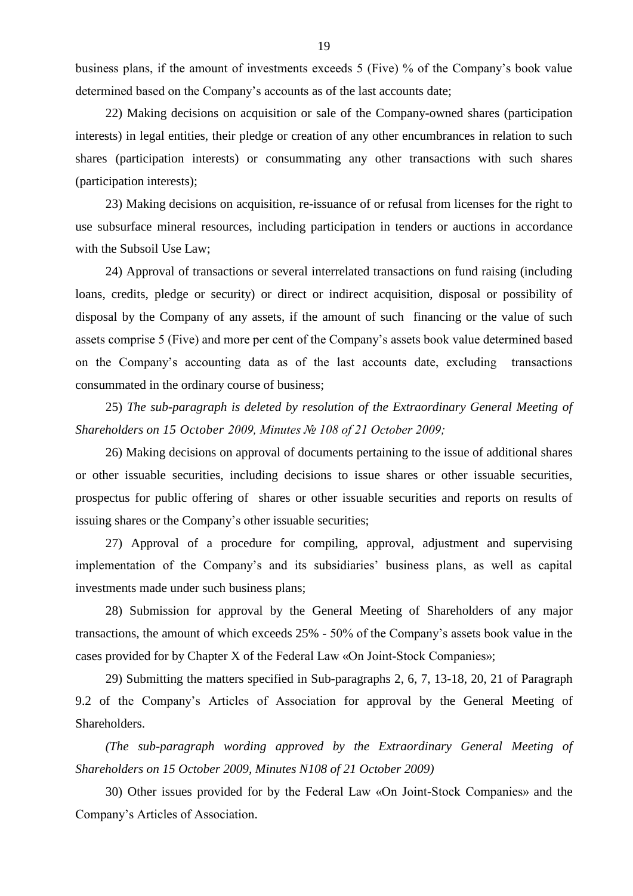business plans, if the amount of investments exceeds 5 (Five) % of the Company's book value determined based on the Company's accounts as of the last accounts date;

22) Making decisions on acquisition or sale of the Company-owned shares (participation interests) in legal entities, their pledge or creation of any other encumbrances in relation to such shares (participation interests) or consummating any other transactions with such shares (participation interests);

23) Making decisions on acquisition, re-issuance of or refusal from licenses for the right to use subsurface mineral resources, including participation in tenders or auctions in accordance with the Subsoil Use Law;

24) Approval of transactions or several interrelated transactions on fund raising (including loans, credits, pledge or security) or direct or indirect acquisition, disposal or possibility of disposal by the Company of any assets, if the amount of such financing or the value of such assets comprise 5 (Five) and more per cent of the Company's assets book value determined based on the Company's accounting data as of the last accounts date, excluding transactions consummated in the ordinary course of business;

25) *The sub-paragraph is deleted by resolution of the Extraordinary General Meeting of Shareholders on 15 October 2009, Minutes № 108 of 21 October 2009;*

26) Making decisions on approval of documents pertaining to the issue of additional shares or other issuable securities, including decisions to issue shares or other issuable securities, prospectus for public offering of shares or other issuable securities and reports on results of issuing shares or the Company's other issuable securities;

27) Approval of a procedure for compiling, approval, adjustment and supervising implementation of the Company's and its subsidiaries' business plans, as well as capital investments made under such business plans;

28) Submission for approval by the General Meeting of Shareholders of any major transactions, the amount of which exceeds 25% - 50% of the Company's assets book value in the cases provided for by Chapter X of the Federal Law «On Joint-Stock Companies»;

29) Submitting the matters specified in Sub-paragraphs 2, 6, 7, 13-18, 20, 21 of Paragraph 9.2 of the Company's Articles of Association for approval by the General Meeting of Shareholders.

*(The sub-paragraph wording approved by the Extraordinary General Meeting of Shareholders on 15 October 2009, Minutes N108 of 21 October 2009)*

30) Other issues provided for by the Federal Law «On Joint-Stock Companies» and the Company's Articles of Association.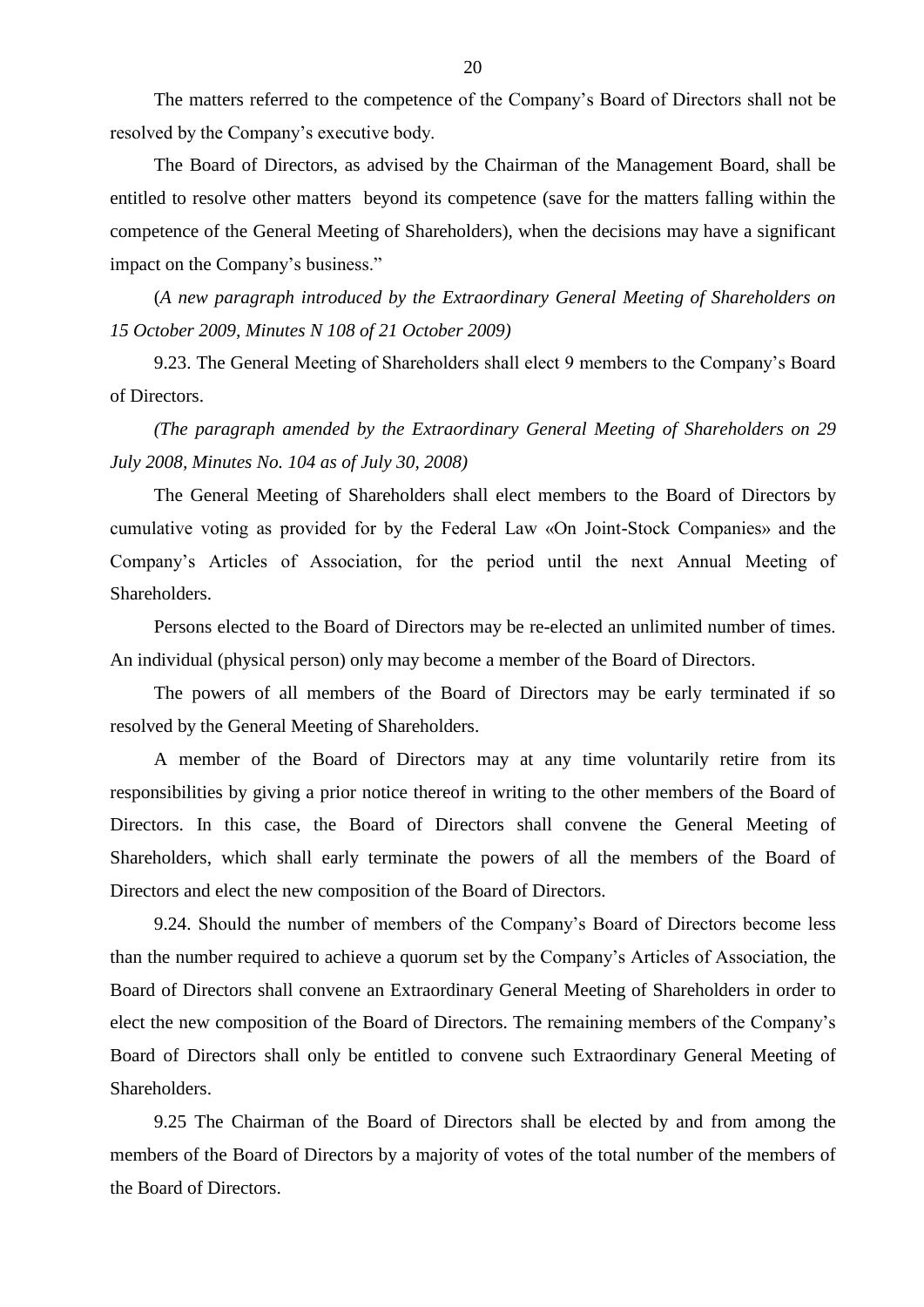The matters referred to the competence of the Company's Board of Directors shall not be resolved by the Company's executive body.

The Board of Directors, as advised by the Chairman of the Management Board, shall be entitled to resolve other matters  beyond its competence (save for the matters falling within the competence of the General Meeting of Shareholders), when the decisions may have a significant impact on the Company's business."

(*A new paragraph introduced by the Extraordinary General Meeting of Shareholders on 15 October 2009, Minutes N 108 of 21 October 2009)*

9.23. The General Meeting of Shareholders shall elect 9 members to the Company's Board of Directors.

*(The paragraph amended by the Extraordinary General Meeting of Shareholders on 29 July 2008, Minutes No. 104 as of July 30, 2008)*

The General Meeting of Shareholders shall elect members to the Board of Directors by cumulative voting as provided for by the Federal Law «On Joint-Stock Companies» and the Company's Articles of Association, for the period until the next Annual Meeting of Shareholders.

Persons elected to the Board of Directors may be re-elected an unlimited number of times. An individual (physical person) only may become a member of the Board of Directors.

The powers of all members of the Board of Directors may be early terminated if so resolved by the General Meeting of Shareholders.

A member of the Board of Directors may at any time voluntarily retire from its responsibilities by giving a prior notice thereof in writing to the other members of the Board of Directors. In this case, the Board of Directors shall convene the General Meeting of Shareholders, which shall early terminate the powers of all the members of the Board of Directors and elect the new composition of the Board of Directors.

9.24. Should the number of members of the Company's Board of Directors become less than the number required to achieve a quorum set by the Company's Articles of Association, the Board of Directors shall convene an Extraordinary General Meeting of Shareholders in order to elect the new composition of the Board of Directors. The remaining members of the Company's Board of Directors shall only be entitled to convene such Extraordinary General Meeting of Shareholders.

9.25 The Chairman of the Board of Directors shall be elected by and from among the members of the Board of Directors by a majority of votes of the total number of the members of the Board of Directors.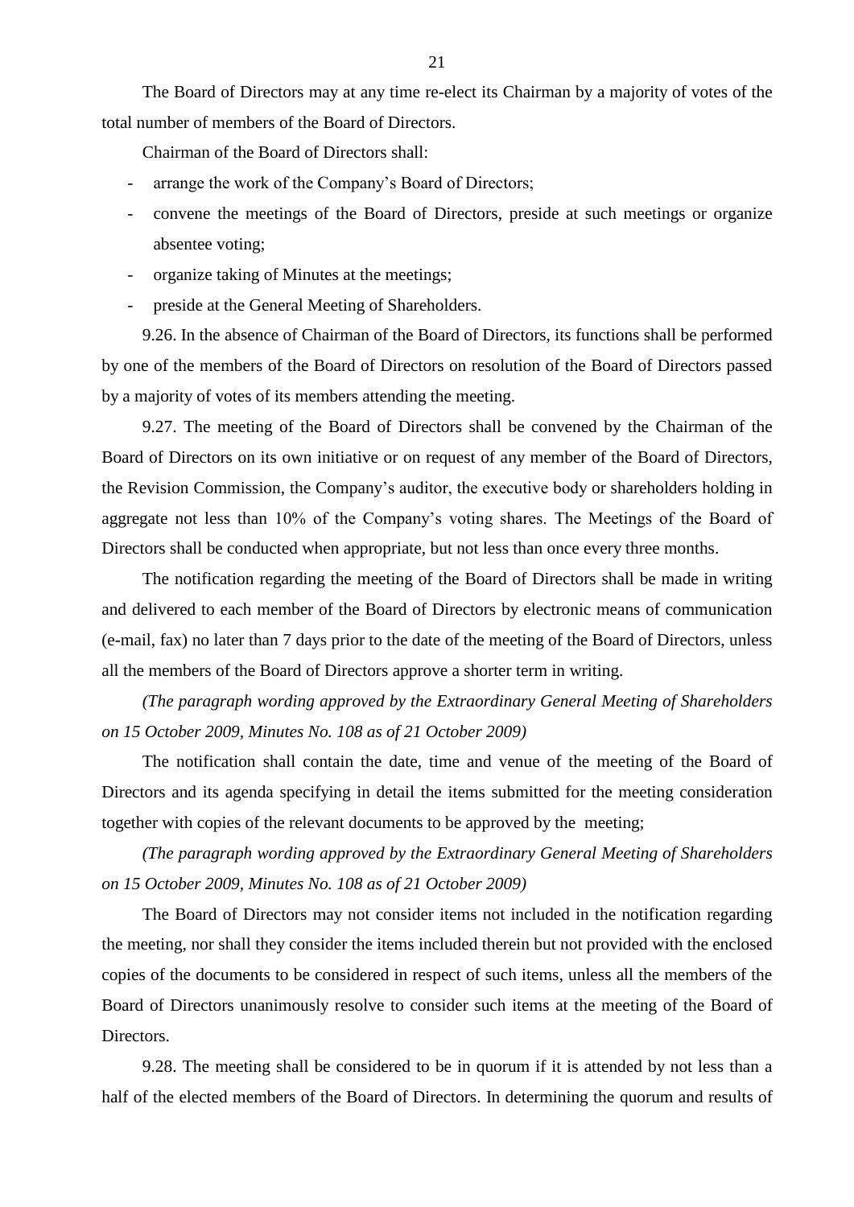The Board of Directors may at any time re-elect its Chairman by a majority of votes of the total number of members of the Board of Directors.

Chairman of the Board of Directors shall:

- arrange the work of the Company's Board of Directors;
- convene the meetings of the Board of Directors, preside at such meetings or organize absentee voting;
- organize taking of Minutes at the meetings;
- preside at the General Meeting of Shareholders.

9.26. In the absence of Chairman of the Board of Directors, its functions shall be performed by one of the members of the Board of Directors on resolution of the Board of Directors passed by a majority of votes of its members attending the meeting.

9.27. The meeting of the Board of Directors shall be convened by the Chairman of the Board of Directors on its own initiative or on request of any member of the Board of Directors, the Revision Commission, the Company's auditor, the executive body or shareholders holding in aggregate not less than 10% of the Company's voting shares. The Meetings of the Board of Directors shall be conducted when appropriate, but not less than once every three months.

The notification regarding the meeting of the Board of Directors shall be made in writing and delivered to each member of the Board of Directors by electronic means of communication (e-mail, fax) no later than 7 days prior to the date of the meeting of the Board of Directors, unless all the members of the Board of Directors approve a shorter term in writing.

*(The paragraph wording approved by the Extraordinary General Meeting of Shareholders on 15 October 2009, Minutes No. 108 as of 21 October 2009)*

The notification shall contain the date, time and venue of the meeting of the Board of Directors and its agenda specifying in detail the items submitted for the meeting consideration together with copies of the relevant documents to be approved by the meeting;

*(The paragraph wording approved by the Extraordinary General Meeting of Shareholders on 15 October 2009, Minutes No. 108 as of 21 October 2009)*

The Board of Directors may not consider items not included in the notification regarding the meeting, nor shall they consider the items included therein but not provided with the enclosed copies of the documents to be considered in respect of such items, unless all the members of the Board of Directors unanimously resolve to consider such items at the meeting of the Board of Directors.

9.28. The meeting shall be considered to be in quorum if it is attended by not less than a half of the elected members of the Board of Directors. In determining the quorum and results of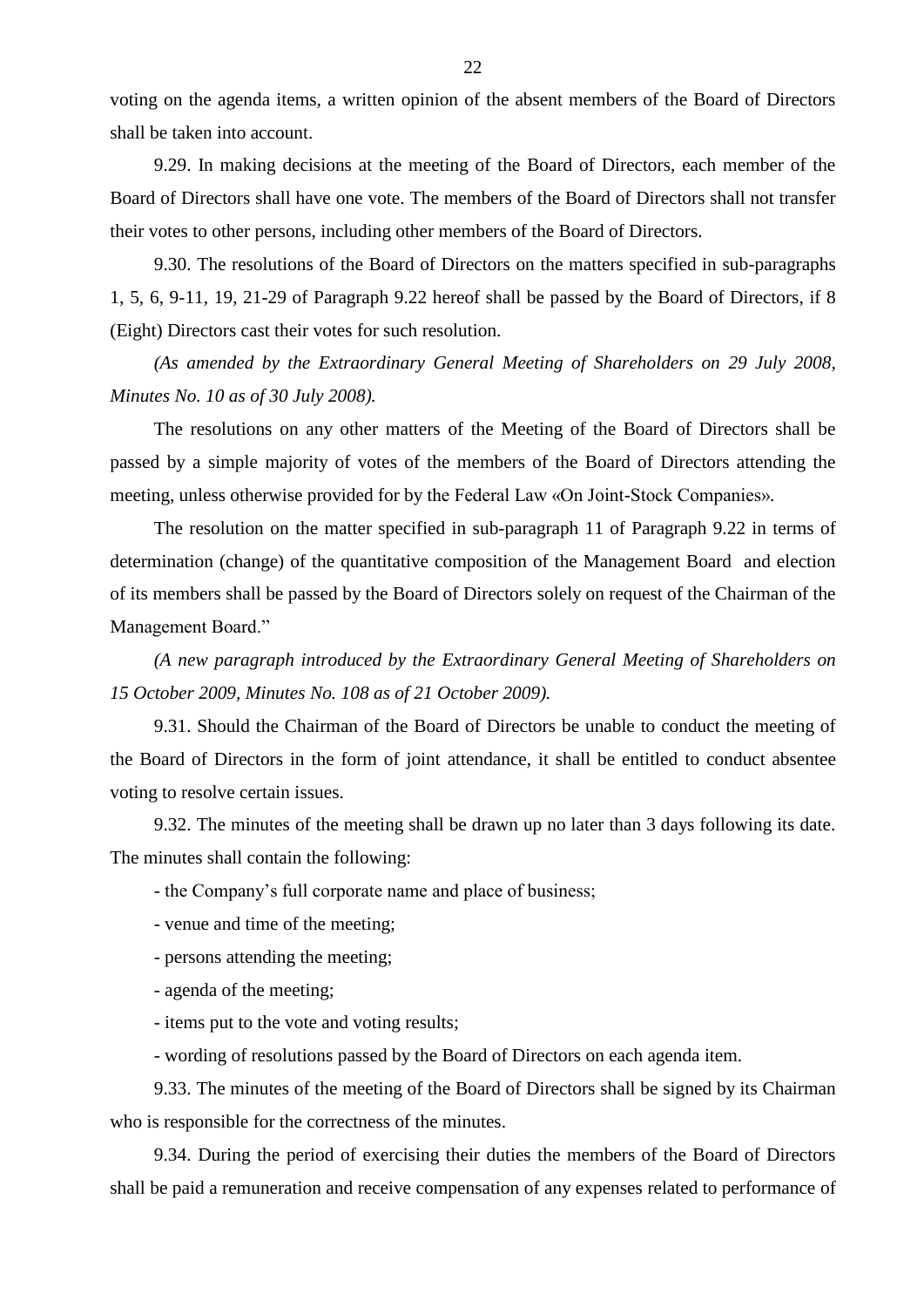voting on the agenda items, a written opinion of the absent members of the Board of Directors shall be taken into account.

9.29. In making decisions at the meeting of the Board of Directors, each member of the Board of Directors shall have one vote. The members of the Board of Directors shall not transfer their votes to other persons, including other members of the Board of Directors.

9.30. The resolutions of the Board of Directors on the matters specified in sub-paragraphs 1, 5, 6, 9-11, 19, 21-29 of Paragraph 9.22 hereof shall be passed by the Board of Directors, if 8 (Eight) Directors cast their votes for such resolution.

*(As amended by the Extraordinary General Meeting of Shareholders on 29 July 2008, Minutes No. 10 as of 30 July 2008).*

The resolutions on any other matters of the Meeting of the Board of Directors shall be passed by a simple majority of votes of the members of the Board of Directors attending the meeting, unless otherwise provided for by the Federal Law «On Joint-Stock Companies».

The resolution on the matter specified in sub-paragraph 11 of Paragraph 9.22 in terms of determination (change) of the quantitative composition of the Management Board and election of its members shall be passed by the Board of Directors solely on request of the Chairman of the Management Board."

*(A new paragraph introduced by the Extraordinary General Meeting of Shareholders on 15 October 2009, Minutes No. 108 as of 21 October 2009).*

9.31. Should the Chairman of the Board of Directors be unable to conduct the meeting of the Board of Directors in the form of joint attendance, it shall be entitled to conduct absentee voting to resolve certain issues.

9.32. The minutes of the meeting shall be drawn up no later than 3 days following its date. The minutes shall contain the following:

- the Company's full corporate name and place of business;
- venue and time of the meeting;
- persons attending the meeting;
- agenda of the meeting;
- items put to the vote and voting results;
- wording of resolutions passed by the Board of Directors on each agenda item.

9.33. The minutes of the meeting of the Board of Directors shall be signed by its Chairman who is responsible for the correctness of the minutes.

9.34. During the period of exercising their duties the members of the Board of Directors shall be paid a remuneration and receive compensation of any expenses related to performance of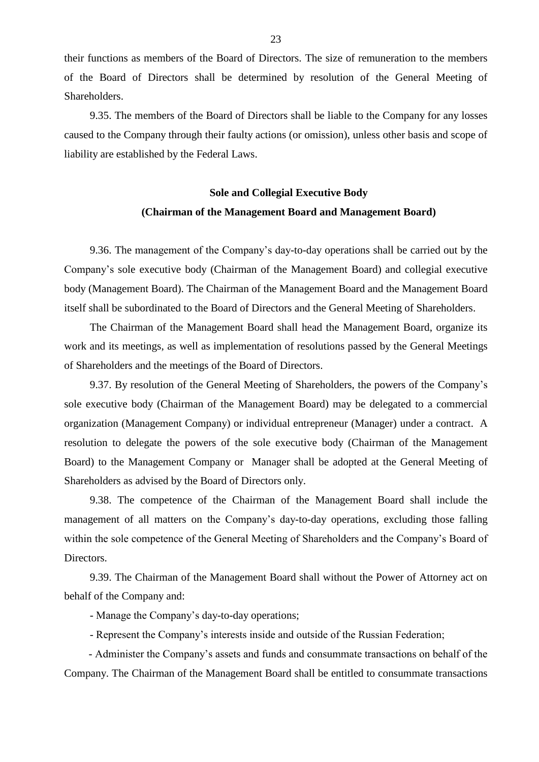their functions as members of the Board of Directors. The size of remuneration to the members of the Board of Directors shall be determined by resolution of the General Meeting of Shareholders.

9.35. The members of the Board of Directors shall be liable to the Company for any losses caused to the Company through their faulty actions (or omission), unless other basis and scope of liability are established by the Federal Laws.

## Sole and Collegial Executive Body
## (Chairman of the Management Board and Management Board)

9.36. The management of the Company's day-to-day operations shall be carried out by the Company's sole executive body (Chairman of the Management Board) and collegial executive body (Management Board). The Chairman of the Management Board and the Management Board itself shall be subordinated to the Board of Directors and the General Meeting of Shareholders.

The Chairman of the Management Board shall head the Management Board, organize its work and its meetings, as well as implementation of resolutions passed by the General Meetings of Shareholders and the meetings of the Board of Directors.

9.37. By resolution of the General Meeting of Shareholders, the powers of the Company's sole executive body (Chairman of the Management Board) may be delegated to a commercial organization (Management Company) or individual entrepreneur (Manager) under a contract. A resolution to delegate the powers of the sole executive body (Chairman of the Management Board) to the Management Company or Manager shall be adopted at the General Meeting of Shareholders as advised by the Board of Directors only.

9.38. The competence of the Chairman of the Management Board shall include the management of all matters on the Company's day-to-day operations, excluding those falling within the sole competence of the General Meeting of Shareholders and the Company's Board of Directors.

9.39. The Chairman of the Management Board shall without the Power of Attorney act on behalf of the Company and:

- Manage the Company's day-to-day operations;
- Represent the Company's interests inside and outside of the Russian Federation;
- Administer the Company's assets and funds and consummate transactions on behalf of the Company. The Chairman of the Management Board shall be entitled to consummate transactions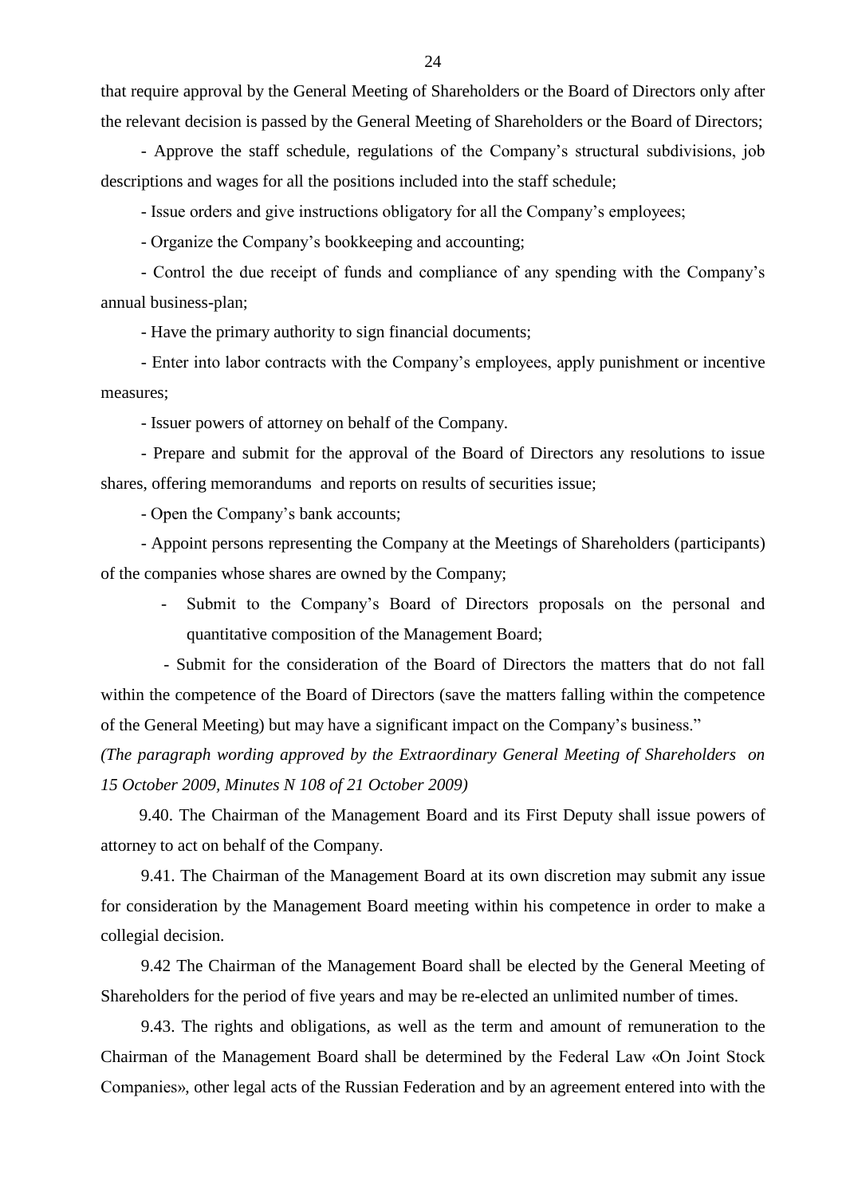that require approval by the General Meeting of Shareholders or the Board of Directors only after the relevant decision is passed by the General Meeting of Shareholders or the Board of Directors;

- Approve the staff schedule, regulations of the Company's structural subdivisions, job descriptions and wages for all the positions included into the staff schedule;

- Issue orders and give instructions obligatory for all the Company's employees;

- Organize the Company's bookkeeping and accounting;

- Control the due receipt of funds and compliance of any spending with the Company's annual business-plan;

- Have the primary authority to sign financial documents;

- Enter into labor contracts with the Company's employees, apply punishment or incentive measures;

- Issuer powers of attorney on behalf of the Company.

- Prepare and submit for the approval of the Board of Directors any resolutions to issue shares, offering memorandums and reports on results of securities issue;

- Open the Company's bank accounts;

- Appoint persons representing the Company at the Meetings of Shareholders (participants) of the companies whose shares are owned by the Company;

- Submit to the Company's Board of Directors proposals on the personal and quantitative composition of the Management Board;

- Submit for the consideration of the Board of Directors the matters that do not fall within the competence of the Board of Directors (save the matters falling within the competence of the General Meeting) but may have a significant impact on the Company's business."

*(The paragraph wording approved by the Extraordinary General Meeting of Shareholders on 15 October 2009, Minutes N 108 of 21 October 2009)*

9.40. The Chairman of the Management Board and its First Deputy shall issue powers of attorney to act on behalf of the Company.

9.41. The Chairman of the Management Board at its own discretion may submit any issue for consideration by the Management Board meeting within his competence in order to make a collegial decision.

9.42 The Chairman of the Management Board shall be elected by the General Meeting of Shareholders for the period of five years and may be re-elected an unlimited number of times.

9.43. The rights and obligations, as well as the term and amount of remuneration to the Chairman of the Management Board shall be determined by the Federal Law «On Joint Stock Companies», other legal acts of the Russian Federation and by an agreement entered into with the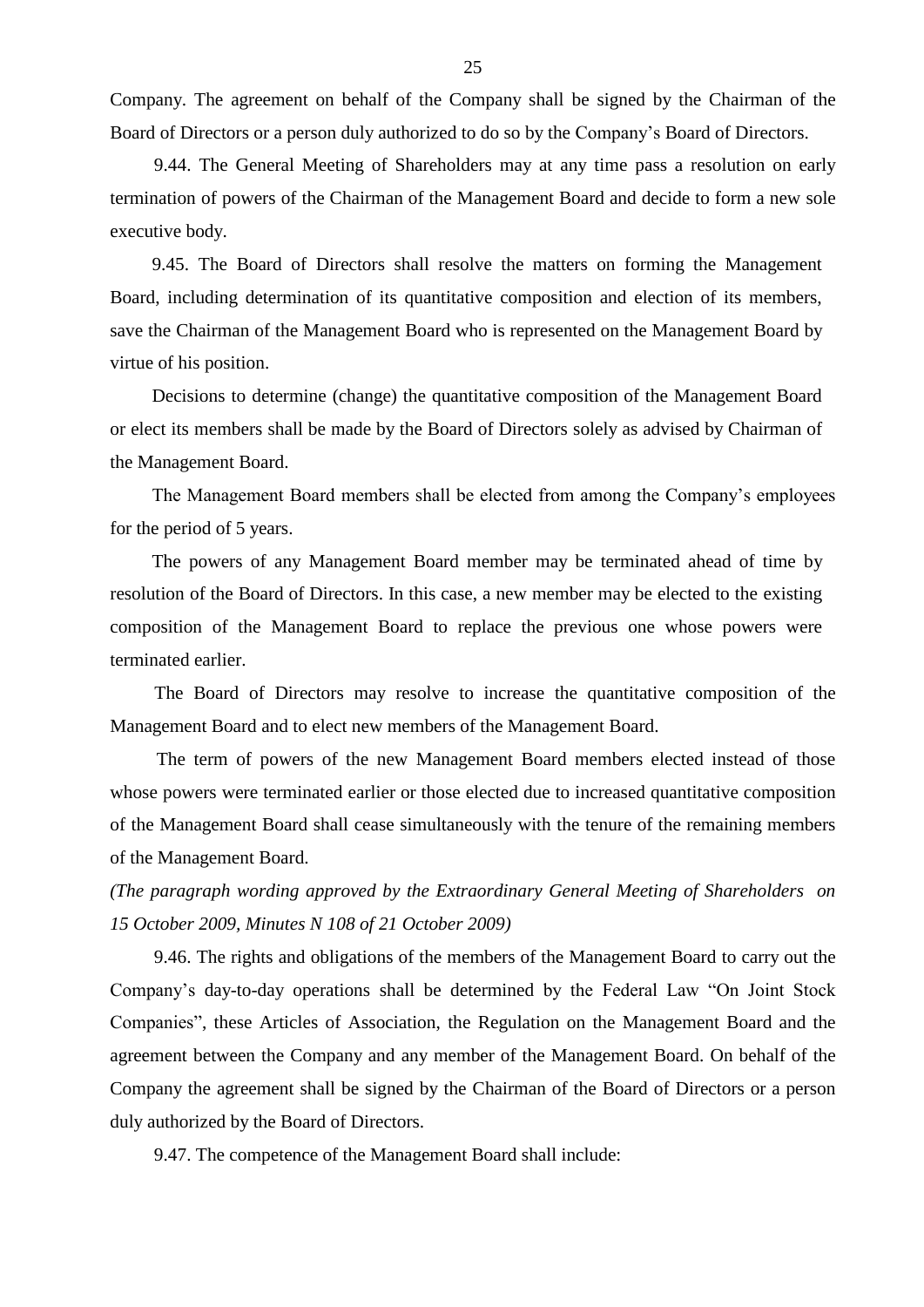Company. The agreement on behalf of the Company shall be signed by the Chairman of the Board of Directors or a person duly authorized to do so by the Company's Board of Directors.

9.44. The General Meeting of Shareholders may at any time pass a resolution on early termination of powers of the Chairman of the Management Board and decide to form a new sole executive body.

9.45. The Board of Directors shall resolve the matters on forming the Management Board, including determination of its quantitative composition and election of its members, save the Chairman of the Management Board who is represented on the Management Board by virtue of his position.

Decisions to determine (change) the quantitative composition of the Management Board or elect its members shall be made by the Board of Directors solely as advised by Chairman of the Management Board.

The Management Board members shall be elected from among the Company's employees for the period of 5 years.

The powers of any Management Board member may be terminated ahead of time by resolution of the Board of Directors. In this case, a new member may be elected to the existing composition of the Management Board to replace the previous one whose powers were terminated earlier.

The Board of Directors may resolve to increase the quantitative composition of the Management Board and to elect new members of the Management Board.

The term of powers of the new Management Board members elected instead of those whose powers were terminated earlier or those elected due to increased quantitative composition of the Management Board shall cease simultaneously with the tenure of the remaining members of the Management Board.

*(The paragraph wording approved by the Extraordinary General Meeting of Shareholders on 15 October 2009, Minutes N 108 of 21 October 2009)*

9.46. The rights and obligations of the members of the Management Board to carry out the Company's day-to-day operations shall be determined by the Federal Law "On Joint Stock Companies", these Articles of Association, the Regulation on the Management Board and the agreement between the Company and any member of the Management Board. On behalf of the Company the agreement shall be signed by the Chairman of the Board of Directors or a person duly authorized by the Board of Directors.

9.47. The competence of the Management Board shall include: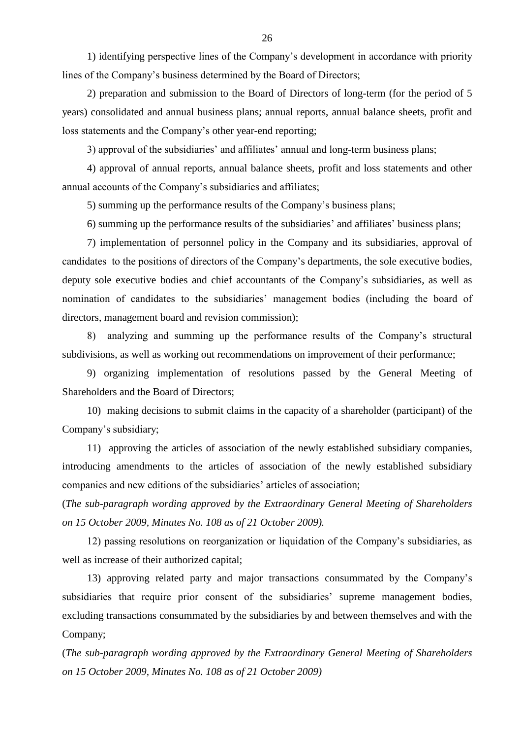1) identifying perspective lines of the Company's development in accordance with priority lines of the Company's business determined by the Board of Directors;

2) preparation and submission to the Board of Directors of long-term (for the period of 5 years) consolidated and annual business plans; annual reports, annual balance sheets, profit and loss statements and the Company's other year-end reporting;

3) approval of the subsidiaries' and affiliates' annual and long-term business plans;

4) approval of annual reports, annual balance sheets, profit and loss statements and other annual accounts of the Company's subsidiaries and affiliates;

5) summing up the performance results of the Company's business plans;

6) summing up the performance results of the subsidiaries' and affiliates' business plans;

7) implementation of personnel policy in the Company and its subsidiaries, approval of candidates to the positions of directors of the Company's departments, the sole executive bodies, deputy sole executive bodies and chief accountants of the Company's subsidiaries, as well as nomination of candidates to the subsidiaries' management bodies (including the board of directors, management board and revision commission);

8) analyzing and summing up the performance results of the Company's structural subdivisions, as well as working out recommendations on improvement of their performance;

9) organizing implementation of resolutions passed by the General Meeting of Shareholders and the Board of Directors;

10) making decisions to submit claims in the capacity of a shareholder (participant) of the Company's subsidiary;

11) approving the articles of association of the newly established subsidiary companies, introducing amendments to the articles of association of the newly established subsidiary companies and new editions of the subsidiaries' articles of association;

(*The sub-paragraph wording approved by the Extraordinary General Meeting of Shareholders on 15 October 2009, Minutes No. 108 as of 21 October 2009).*

12) passing resolutions on reorganization or liquidation of the Company's subsidiaries, as well as increase of their authorized capital;

13) approving related party and major transactions consummated by the Company's subsidiaries that require prior consent of the subsidiaries' supreme management bodies, excluding transactions consummated by the subsidiaries by and between themselves and with the Company;

(*The sub-paragraph wording approved by the Extraordinary General Meeting of Shareholders on 15 October 2009, Minutes No. 108 as of 21 October 2009)*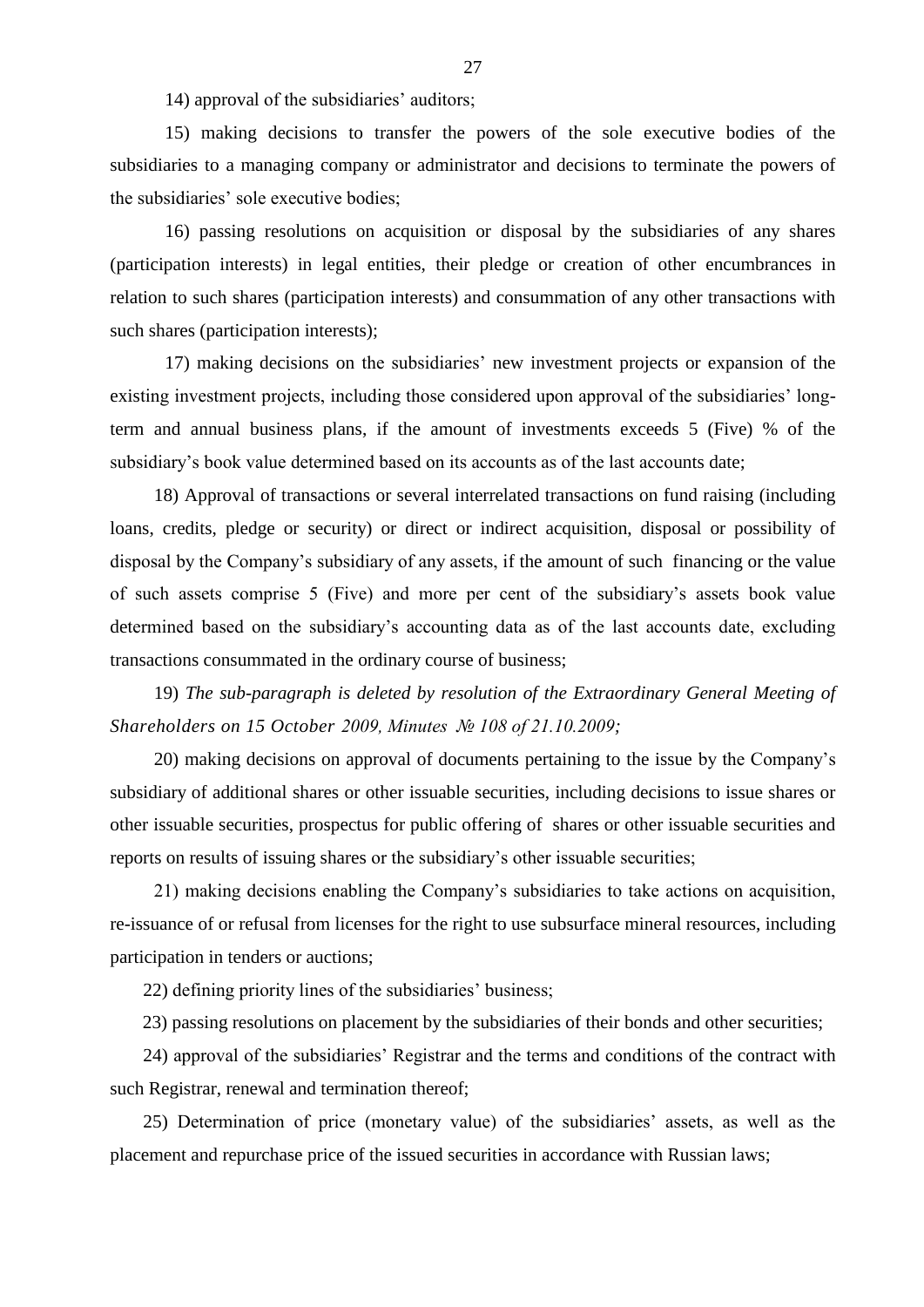14) approval of the subsidiaries' auditors;

15) making decisions to transfer the powers of the sole executive bodies of the subsidiaries to a managing company or administrator and decisions to terminate the powers of the subsidiaries' sole executive bodies;

16) passing resolutions on acquisition or disposal by the subsidiaries of any shares (participation interests) in legal entities, their pledge or creation of other encumbrances in relation to such shares (participation interests) and consummation of any other transactions with such shares (participation interests);

17) making decisions on the subsidiaries' new investment projects or expansion of the existing investment projects, including those considered upon approval of the subsidiaries' long-term and annual business plans, if the amount of investments exceeds 5 (Five) % of the subsidiary's book value determined based on its accounts as of the last accounts date;

18) Approval of transactions or several interrelated transactions on fund raising (including loans, credits, pledge or security) or direct or indirect acquisition, disposal or possibility of disposal by the Company's subsidiary of any assets, if the amount of such financing or the value of such assets comprise 5 (Five) and more per cent of the subsidiary's assets book value determined based on the subsidiary's accounting data as of the last accounts date, excluding transactions consummated in the ordinary course of business;

19) *The sub-paragraph is deleted by resolution of the Extraordinary General Meeting of Shareholders on 15 October 2009, Minutes № 108 of 21.10.2009;*

20) making decisions on approval of documents pertaining to the issue by the Company's subsidiary of additional shares or other issuable securities, including decisions to issue shares or other issuable securities, prospectus for public offering of shares or other issuable securities and reports on results of issuing shares or the subsidiary's other issuable securities;

21) making decisions enabling the Company's subsidiaries to take actions on acquisition, re-issuance of or refusal from licenses for the right to use subsurface mineral resources, including participation in tenders or auctions;

22) defining priority lines of the subsidiaries' business;

23) passing resolutions on placement by the subsidiaries of their bonds and other securities;

24) approval of the subsidiaries' Registrar and the terms and conditions of the contract with such Registrar, renewal and termination thereof;

25) Determination of price (monetary value) of the subsidiaries' assets, as well as the placement and repurchase price of the issued securities in accordance with Russian laws;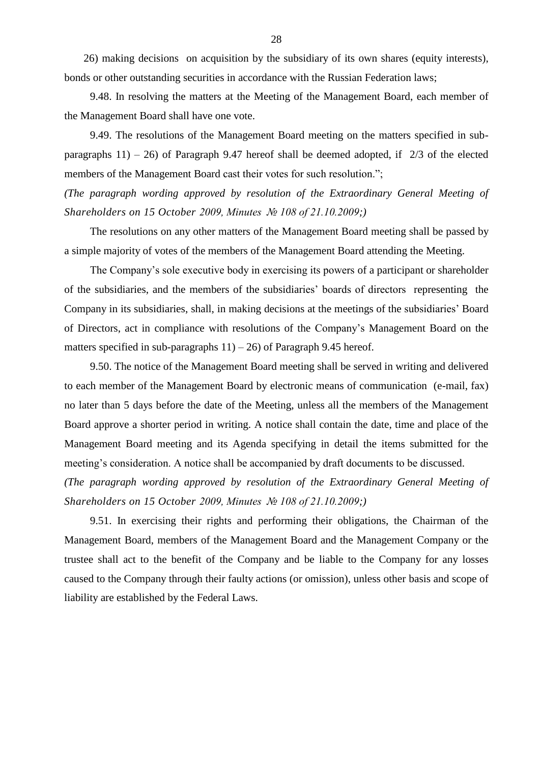26) making decisions on acquisition by the subsidiary of its own shares (equity interests), bonds or other outstanding securities in accordance with the Russian Federation laws;

9.48. In resolving the matters at the Meeting of the Management Board, each member of the Management Board shall have one vote.

9.49. The resolutions of the Management Board meeting on the matters specified in sub-paragraphs 11) – 26) of Paragraph 9.47 hereof shall be deemed adopted, if 2/3 of the elected members of the Management Board cast their votes for such resolution.";

*(The paragraph wording approved by resolution of the Extraordinary General Meeting of Shareholders on 15 October 2009, Minutes № 108 of 21.10.2009;)*

The resolutions on any other matters of the Management Board meeting shall be passed by a simple majority of votes of the members of the Management Board attending the Meeting.

The Company's sole executive body in exercising its powers of a participant or shareholder of the subsidiaries, and the members of the subsidiaries' boards of directors representing the Company in its subsidiaries, shall, in making decisions at the meetings of the subsidiaries' Board of Directors, act in compliance with resolutions of the Company's Management Board on the matters specified in sub-paragraphs 11) – 26) of Paragraph 9.45 hereof.

9.50. The notice of the Management Board meeting shall be served in writing and delivered to each member of the Management Board by electronic means of communication (e-mail, fax) no later than 5 days before the date of the Meeting, unless all the members of the Management Board approve a shorter period in writing. A notice shall contain the date, time and place of the Management Board meeting and its Agenda specifying in detail the items submitted for the meeting's consideration. A notice shall be accompanied by draft documents to be discussed.

*(The paragraph wording approved by resolution of the Extraordinary General Meeting of Shareholders on 15 October 2009, Minutes № 108 of 21.10.2009;)*

9.51. In exercising their rights and performing their obligations, the Chairman of the Management Board, members of the Management Board and the Management Company or the trustee shall act to the benefit of the Company and be liable to the Company for any losses caused to the Company through their faulty actions (or omission), unless other basis and scope of liability are established by the Federal Laws.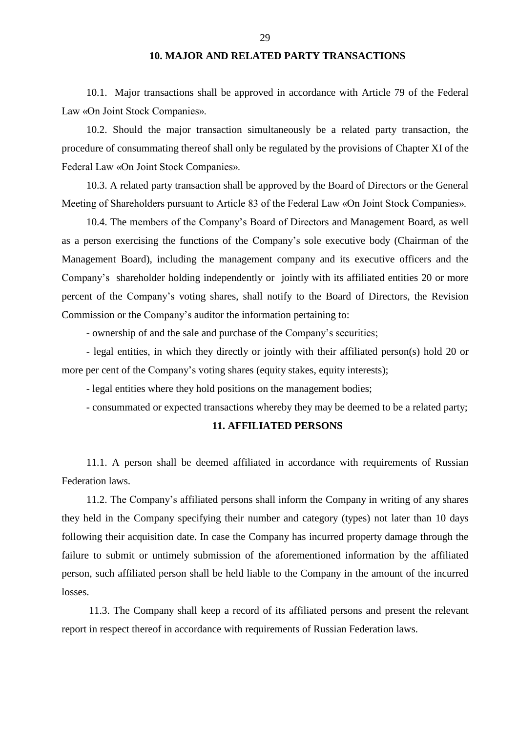## 10. MAJOR AND RELATED PARTY TRANSACTIONS

10.1. Major transactions shall be approved in accordance with Article 79 of the Federal Law «On Joint Stock Companies».

10.2. Should the major transaction simultaneously be a related party transaction, the procedure of consummating thereof shall only be regulated by the provisions of Chapter XI of the Federal Law «On Joint Stock Companies».

10.3. A related party transaction shall be approved by the Board of Directors or the General Meeting of Shareholders pursuant to Article 83 of the Federal Law «On Joint Stock Companies».

10.4. The members of the Company's Board of Directors and Management Board, as well as a person exercising the functions of the Company's sole executive body (Chairman of the Management Board), including the management company and its executive officers and the Company's shareholder holding independently or jointly with its affiliated entities 20 or more percent of the Company's voting shares, shall notify to the Board of Directors, the Revision Commission or the Company's auditor the information pertaining to:

- ownership of and the sale and purchase of the Company's securities;
- legal entities, in which they directly or jointly with their affiliated person(s) hold 20 or more per cent of the Company's voting shares (equity stakes, equity interests);
- legal entities where they hold positions on the management bodies;
- consummated or expected transactions whereby they may be deemed to be a related party;

## 11. AFFILIATED PERSONS

11.1. A person shall be deemed affiliated in accordance with requirements of Russian Federation laws.

11.2. The Company's affiliated persons shall inform the Company in writing of any shares they held in the Company specifying their number and category (types) not later than 10 days following their acquisition date. In case the Company has incurred property damage through the failure to submit or untimely submission of the aforementioned information by the affiliated person, such affiliated person shall be held liable to the Company in the amount of the incurred losses.

11.3. The Company shall keep a record of its affiliated persons and present the relevant report in respect thereof in accordance with requirements of Russian Federation laws.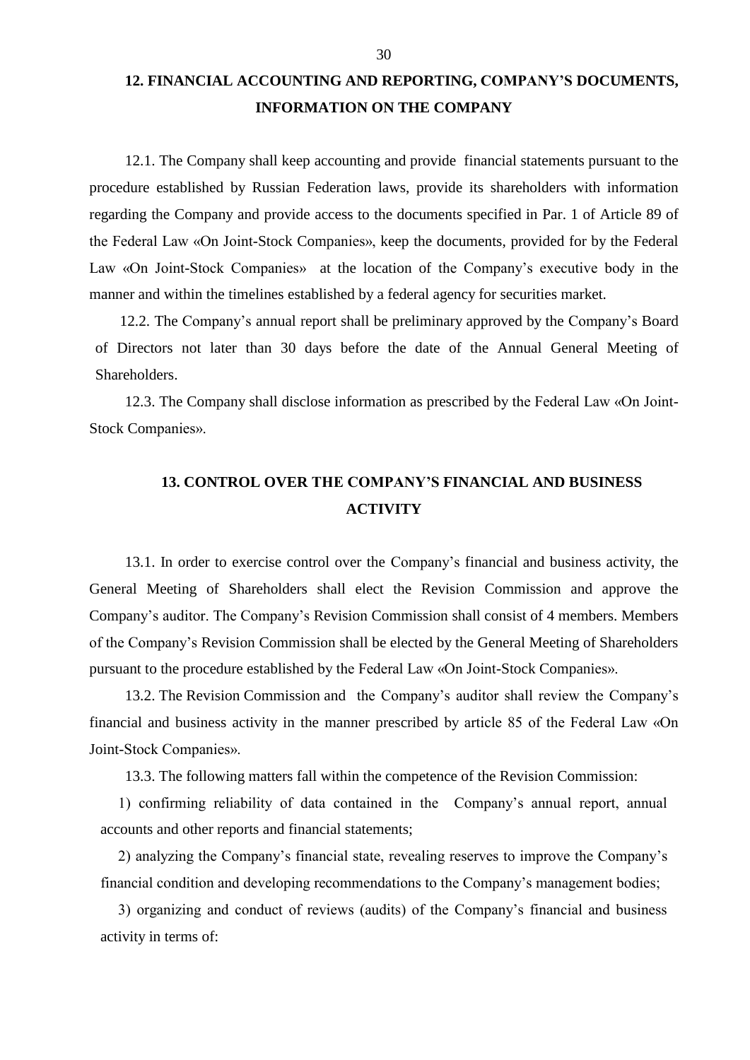## 12. FINANCIAL ACCOUNTING AND REPORTING, COMPANY'S DOCUMENTS, INFORMATION ON THE COMPANY

12.1. The Company shall keep accounting and provide financial statements pursuant to the procedure established by Russian Federation laws, provide its shareholders with information regarding the Company and provide access to the documents specified in Par. 1 of Article 89 of the Federal Law «On Joint-Stock Companies», keep the documents, provided for by the Federal Law «On Joint-Stock Companies» at the location of the Company's executive body in the manner and within the timelines established by a federal agency for securities market.

12.2. The Company's annual report shall be preliminary approved by the Company's Board of Directors not later than 30 days before the date of the Annual General Meeting of Shareholders.

12.3. The Company shall disclose information as prescribed by the Federal Law «On Joint-Stock Companies».

## 13. CONTROL OVER THE COMPANY'S FINANCIAL AND BUSINESS ACTIVITY

13.1. In order to exercise control over the Company's financial and business activity, the General Meeting of Shareholders shall elect the Revision Commission and approve the Company's auditor. The Company's Revision Commission shall consist of 4 members. Members of the Company's Revision Commission shall be elected by the General Meeting of Shareholders pursuant to the procedure established by the Federal Law «On Joint-Stock Companies».

13.2. The Revision Commission and the Company's auditor shall review the Company's financial and business activity in the manner prescribed by article 85 of the Federal Law «On Joint-Stock Companies».

13.3. The following matters fall within the competence of the Revision Commission:

1) confirming reliability of data contained in the Company's annual report, annual accounts and other reports and financial statements;

2) analyzing the Company's financial state, revealing reserves to improve the Company's financial condition and developing recommendations to the Company's management bodies;

3) organizing and conduct of reviews (audits) of the Company's financial and business activity in terms of: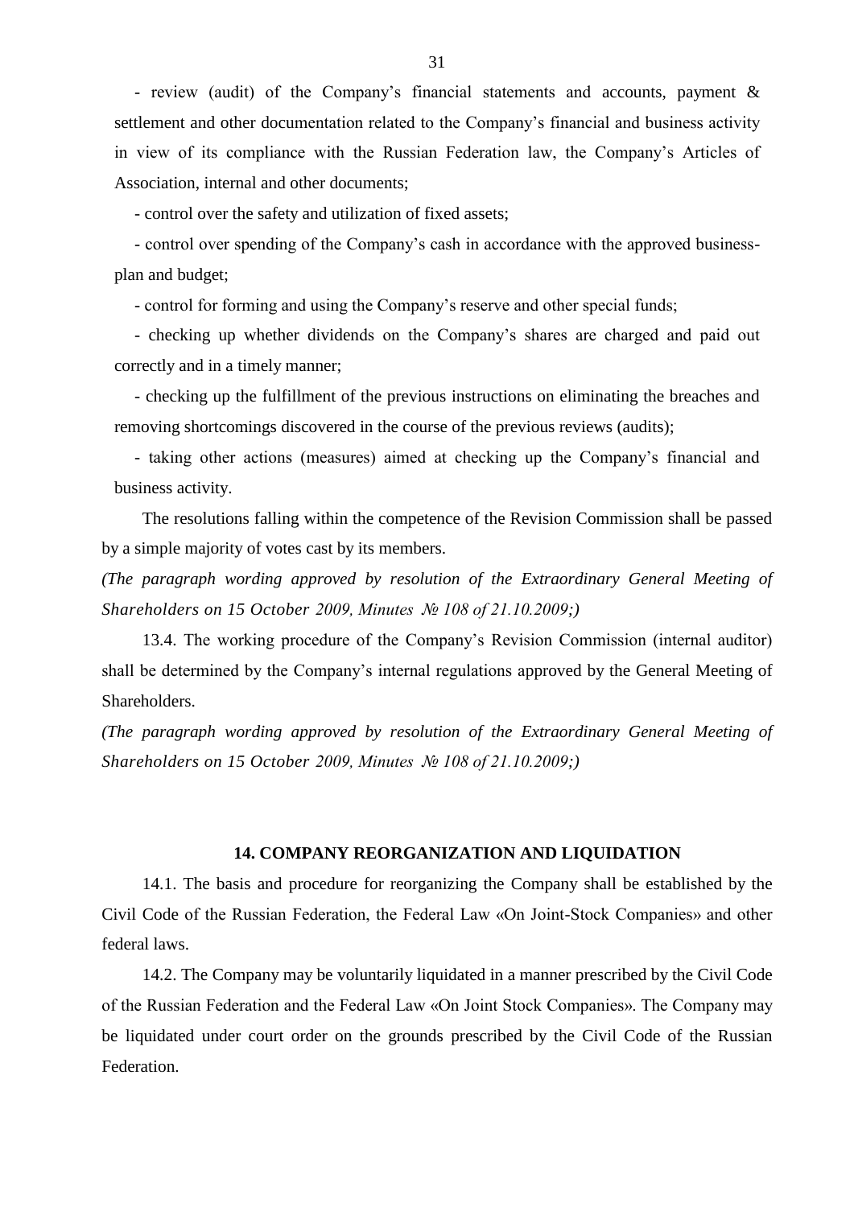- review (audit) of the Company's financial statements and accounts, payment & settlement and other documentation related to the Company's financial and business activity in view of its compliance with the Russian Federation law, the Company's Articles of Association, internal and other documents;

- control over the safety and utilization of fixed assets;

- control over spending of the Company's cash in accordance with the approved business-plan and budget;

- control for forming and using the Company's reserve and other special funds;

- checking up whether dividends on the Company's shares are charged and paid out correctly and in a timely manner;

- checking up the fulfillment of the previous instructions on eliminating the breaches and removing shortcomings discovered in the course of the previous reviews (audits);

- taking other actions (measures) aimed at checking up the Company's financial and business activity.

The resolutions falling within the competence of the Revision Commission shall be passed by a simple majority of votes cast by its members.

*(The paragraph wording approved by resolution of the Extraordinary General Meeting of Shareholders on 15 October 2009, Minutes № 108 of 21.10.2009;)*

13.4. The working procedure of the Company's Revision Commission (internal auditor) shall be determined by the Company's internal regulations approved by the General Meeting of Shareholders.

*(The paragraph wording approved by resolution of the Extraordinary General Meeting of Shareholders on 15 October 2009, Minutes № 108 of 21.10.2009;)*

## 14. COMPANY REORGANIZATION AND LIQUIDATION

14.1. The basis and procedure for reorganizing the Company shall be established by the Civil Code of the Russian Federation, the Federal Law «On Joint-Stock Companies» and other federal laws.

14.2. The Company may be voluntarily liquidated in a manner prescribed by the Civil Code of the Russian Federation and the Federal Law «On Joint Stock Companies». The Company may be liquidated under court order on the grounds prescribed by the Civil Code of the Russian Federation.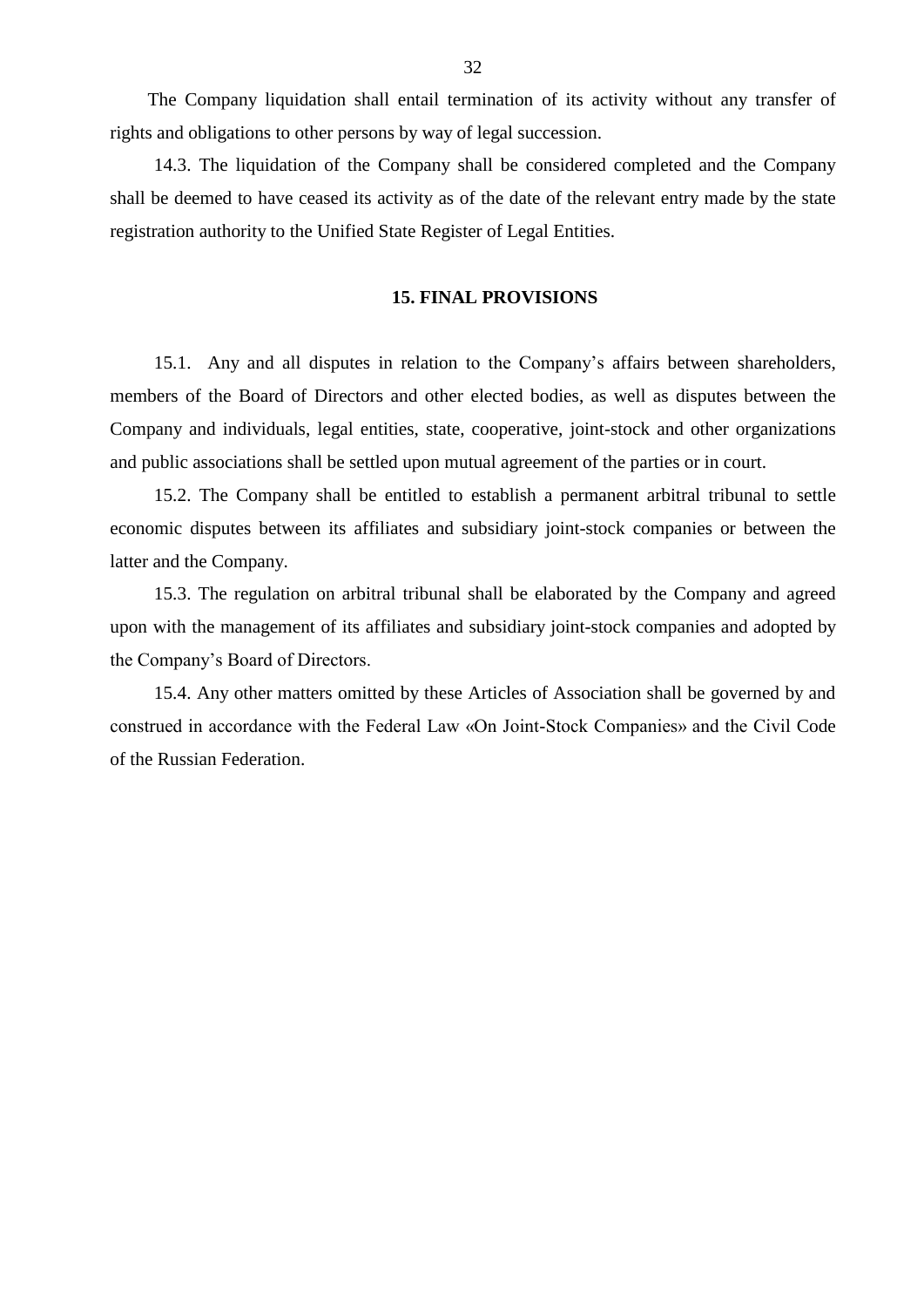The Company liquidation shall entail termination of its activity without any transfer of rights and obligations to other persons by way of legal succession.

14.3. The liquidation of the Company shall be considered completed and the Company shall be deemed to have ceased its activity as of the date of the relevant entry made by the state registration authority to the Unified State Register of Legal Entities.

## 15. FINAL PROVISIONS

15.1. Any and all disputes in relation to the Company's affairs between shareholders, members of the Board of Directors and other elected bodies, as well as disputes between the Company and individuals, legal entities, state, cooperative, joint-stock and other organizations and public associations shall be settled upon mutual agreement of the parties or in court.

15.2. The Company shall be entitled to establish a permanent arbitral tribunal to settle economic disputes between its affiliates and subsidiary joint-stock companies or between the latter and the Company.

15.3. The regulation on arbitral tribunal shall be elaborated by the Company and agreed upon with the management of its affiliates and subsidiary joint-stock companies and adopted by the Company's Board of Directors.

15.4. Any other matters omitted by these Articles of Association shall be governed by and construed in accordance with the Federal Law «On Joint-Stock Companies» and the Civil Code of the Russian Federation.